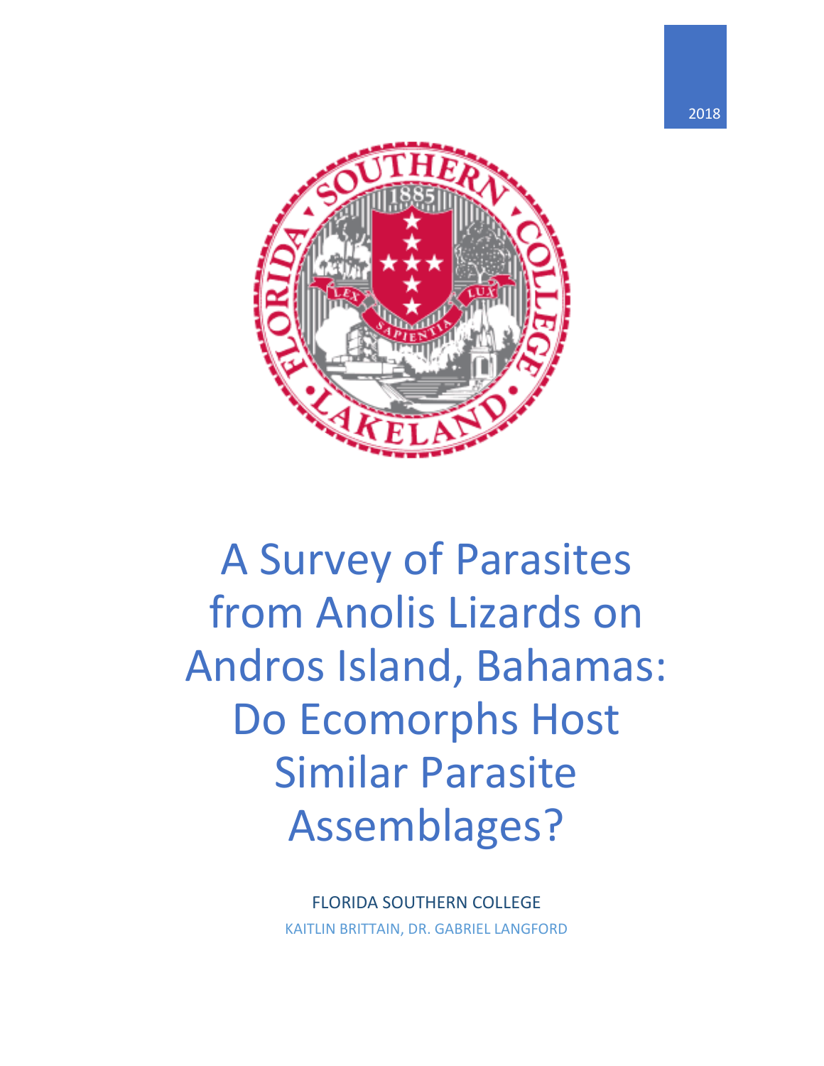2018

# A Survey of Parasites from Anolis Lizards on Andros Island, Bahamas: Do Ecomorphs Host Similar Parasite Assemblages?

FLORIDA SOUTHERN COLLEGE

KAITLIN BRITTAIN, DR. GABRIEL LANGFORD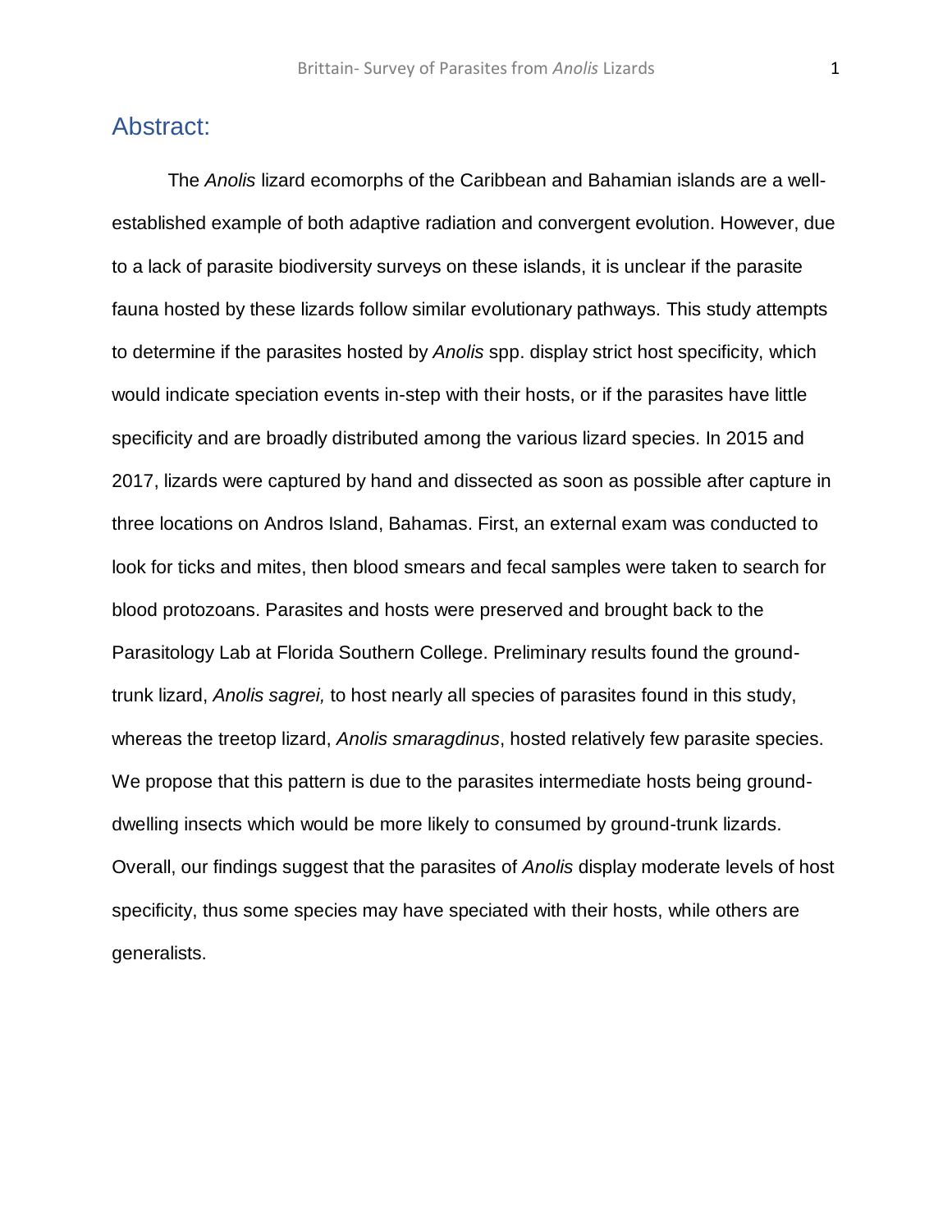## Abstract:

The *Anolis* lizard ecomorphs of the Caribbean and Bahamian islands are a well-established example of both adaptive radiation and convergent evolution. However, due to a lack of parasite biodiversity surveys on these islands, it is unclear if the parasite fauna hosted by these lizards follow similar evolutionary pathways. This study attempts to determine if the parasites hosted by *Anolis* spp. display strict host specificity, which would indicate speciation events in-step with their hosts, or if the parasites have little specificity and are broadly distributed among the various lizard species. In 2015 and 2017, lizards were captured by hand and dissected as soon as possible after capture in three locations on Andros Island, Bahamas. First, an external exam was conducted to look for ticks and mites, then blood smears and fecal samples were taken to search for blood protozoans. Parasites and hosts were preserved and brought back to the Parasitology Lab at Florida Southern College. Preliminary results found the ground-trunk lizard, *Anolis sagrei,* to host nearly all species of parasites found in this study, whereas the treetop lizard, *Anolis smaragdinus*, hosted relatively few parasite species. We propose that this pattern is due to the parasites intermediate hosts being ground-dwelling insects which would be more likely to consumed by ground-trunk lizards. Overall, our findings suggest that the parasites of *Anolis* display moderate levels of host specificity, thus some species may have speciated with their hosts, while others are generalists.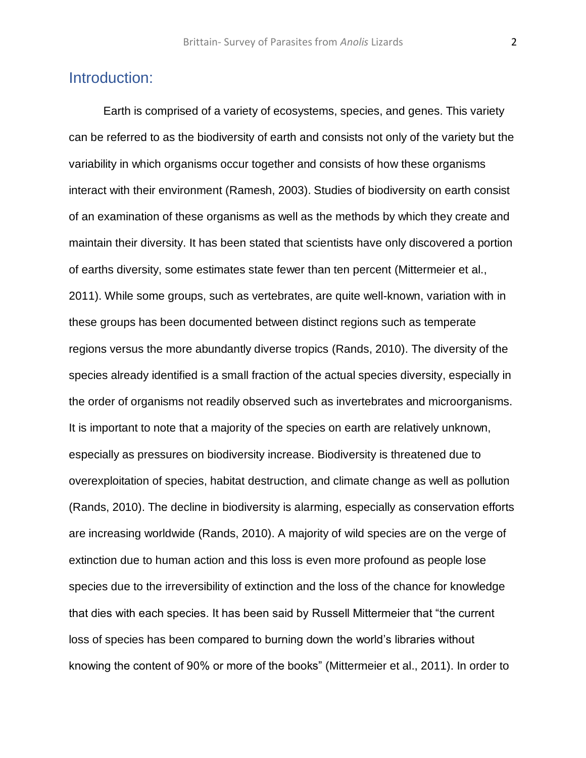## Introduction:

Earth is comprised of a variety of ecosystems, species, and genes. This variety can be referred to as the biodiversity of earth and consists not only of the variety but the variability in which organisms occur together and consists of how these organisms interact with their environment (Ramesh, 2003). Studies of biodiversity on earth consist of an examination of these organisms as well as the methods by which they create and maintain their diversity. It has been stated that scientists have only discovered a portion of earths diversity, some estimates state fewer than ten percent (Mittermeier et al., 2011). While some groups, such as vertebrates, are quite well-known, variation with in these groups has been documented between distinct regions such as temperate regions versus the more abundantly diverse tropics (Rands, 2010). The diversity of the species already identified is a small fraction of the actual species diversity, especially in the order of organisms not readily observed such as invertebrates and microorganisms. It is important to note that a majority of the species on earth are relatively unknown, especially as pressures on biodiversity increase. Biodiversity is threatened due to overexploitation of species, habitat destruction, and climate change as well as pollution (Rands, 2010). The decline in biodiversity is alarming, especially as conservation efforts are increasing worldwide (Rands, 2010). A majority of wild species are on the verge of extinction due to human action and this loss is even more profound as people lose species due to the irreversibility of extinction and the loss of the chance for knowledge that dies with each species. It has been said by Russell Mittermeier that "the current loss of species has been compared to burning down the world's libraries without knowing the content of 90% or more of the books" (Mittermeier et al., 2011). In order to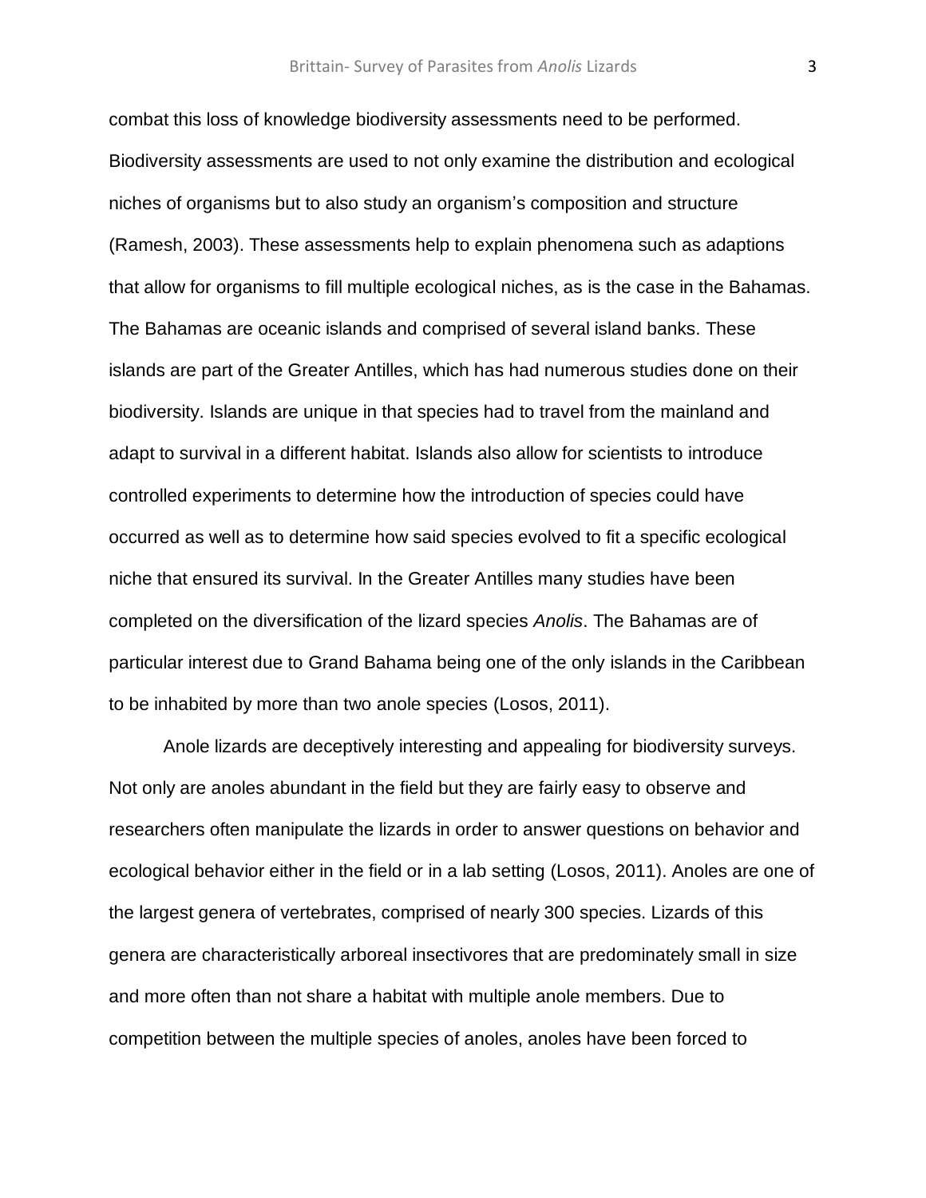combat this loss of knowledge biodiversity assessments need to be performed. Biodiversity assessments are used to not only examine the distribution and ecological niches of organisms but to also study an organism's composition and structure (Ramesh, 2003). These assessments help to explain phenomena such as adaptions that allow for organisms to fill multiple ecological niches, as is the case in the Bahamas. The Bahamas are oceanic islands and comprised of several island banks. These islands are part of the Greater Antilles, which has had numerous studies done on their biodiversity. Islands are unique in that species had to travel from the mainland and adapt to survival in a different habitat. Islands also allow for scientists to introduce controlled experiments to determine how the introduction of species could have occurred as well as to determine how said species evolved to fit a specific ecological niche that ensured its survival. In the Greater Antilles many studies have been completed on the diversification of the lizard species *Anolis*. The Bahamas are of particular interest due to Grand Bahama being one of the only islands in the Caribbean to be inhabited by more than two anole species (Losos, 2011).

Anole lizards are deceptively interesting and appealing for biodiversity surveys. Not only are anoles abundant in the field but they are fairly easy to observe and researchers often manipulate the lizards in order to answer questions on behavior and ecological behavior either in the field or in a lab setting (Losos, 2011). Anoles are one of the largest genera of vertebrates, comprised of nearly 300 species. Lizards of this genera are characteristically arboreal insectivores that are predominately small in size and more often than not share a habitat with multiple anole members. Due to competition between the multiple species of anoles, anoles have been forced to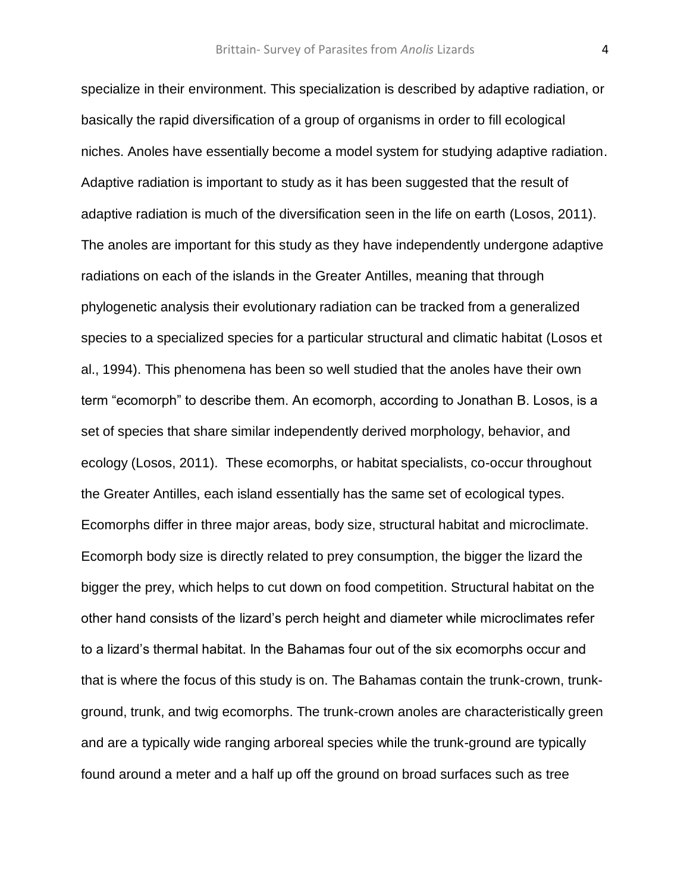specialize in their environment. This specialization is described by adaptive radiation, or basically the rapid diversification of a group of organisms in order to fill ecological niches. Anoles have essentially become a model system for studying adaptive radiation. Adaptive radiation is important to study as it has been suggested that the result of adaptive radiation is much of the diversification seen in the life on earth (Losos, 2011). The anoles are important for this study as they have independently undergone adaptive radiations on each of the islands in the Greater Antilles, meaning that through phylogenetic analysis their evolutionary radiation can be tracked from a generalized species to a specialized species for a particular structural and climatic habitat (Losos et al., 1994). This phenomena has been so well studied that the anoles have their own term "ecomorph" to describe them. An ecomorph, according to Jonathan B. Losos, is a set of species that share similar independently derived morphology, behavior, and ecology (Losos, 2011). These ecomorphs, or habitat specialists, co-occur throughout the Greater Antilles, each island essentially has the same set of ecological types. Ecomorphs differ in three major areas, body size, structural habitat and microclimate. Ecomorph body size is directly related to prey consumption, the bigger the lizard the bigger the prey, which helps to cut down on food competition. Structural habitat on the other hand consists of the lizard's perch height and diameter while microclimates refer to a lizard's thermal habitat. In the Bahamas four out of the six ecomorphs occur and that is where the focus of this study is on. The Bahamas contain the trunk-crown, trunk-ground, trunk, and twig ecomorphs. The trunk-crown anoles are characteristically green and are a typically wide ranging arboreal species while the trunk-ground are typically found around a meter and a half up off the ground on broad surfaces such as tree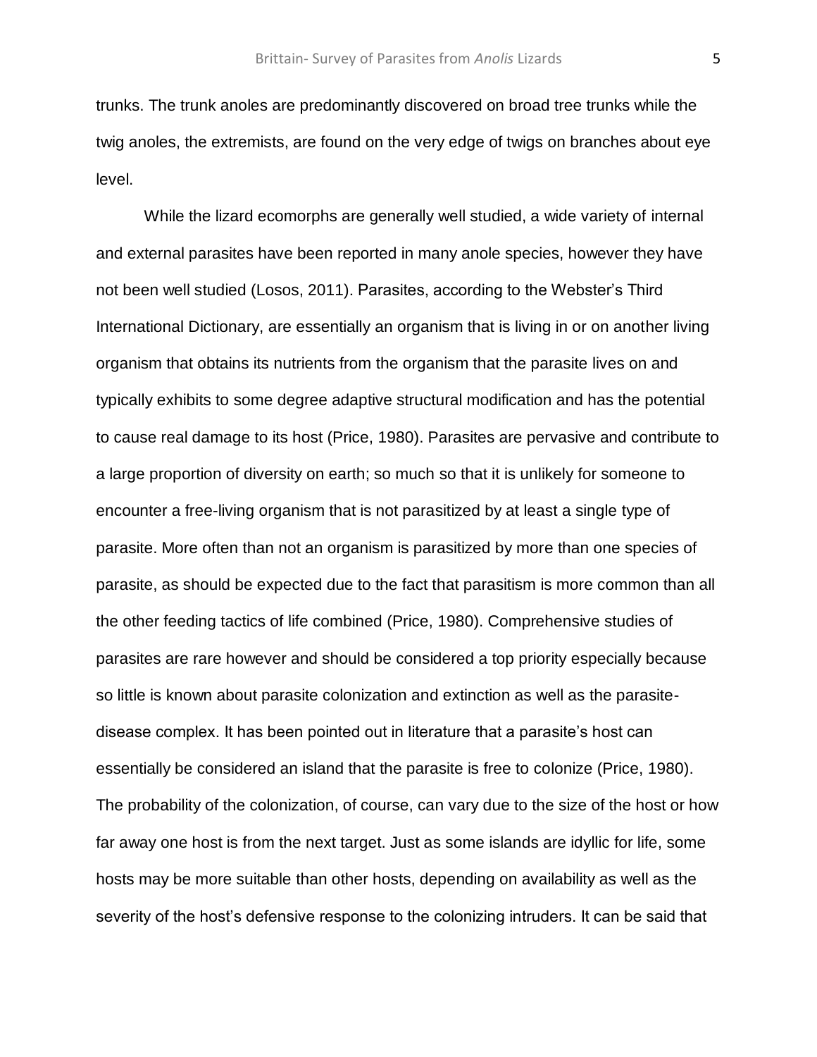trunks. The trunk anoles are predominantly discovered on broad tree trunks while the twig anoles, the extremists, are found on the very edge of twigs on branches about eye level.

While the lizard ecomorphs are generally well studied, a wide variety of internal and external parasites have been reported in many anole species, however they have not been well studied (Losos, 2011). Parasites, according to the Webster's Third International Dictionary, are essentially an organism that is living in or on another living organism that obtains its nutrients from the organism that the parasite lives on and typically exhibits to some degree adaptive structural modification and has the potential to cause real damage to its host (Price, 1980). Parasites are pervasive and contribute to a large proportion of diversity on earth; so much so that it is unlikely for someone to encounter a free-living organism that is not parasitized by at least a single type of parasite. More often than not an organism is parasitized by more than one species of parasite, as should be expected due to the fact that parasitism is more common than all the other feeding tactics of life combined (Price, 1980). Comprehensive studies of parasites are rare however and should be considered a top priority especially because so little is known about parasite colonization and extinction as well as the parasite-disease complex. It has been pointed out in literature that a parasite's host can essentially be considered an island that the parasite is free to colonize (Price, 1980). The probability of the colonization, of course, can vary due to the size of the host or how far away one host is from the next target. Just as some islands are idyllic for life, some hosts may be more suitable than other hosts, depending on availability as well as the severity of the host's defensive response to the colonizing intruders. It can be said that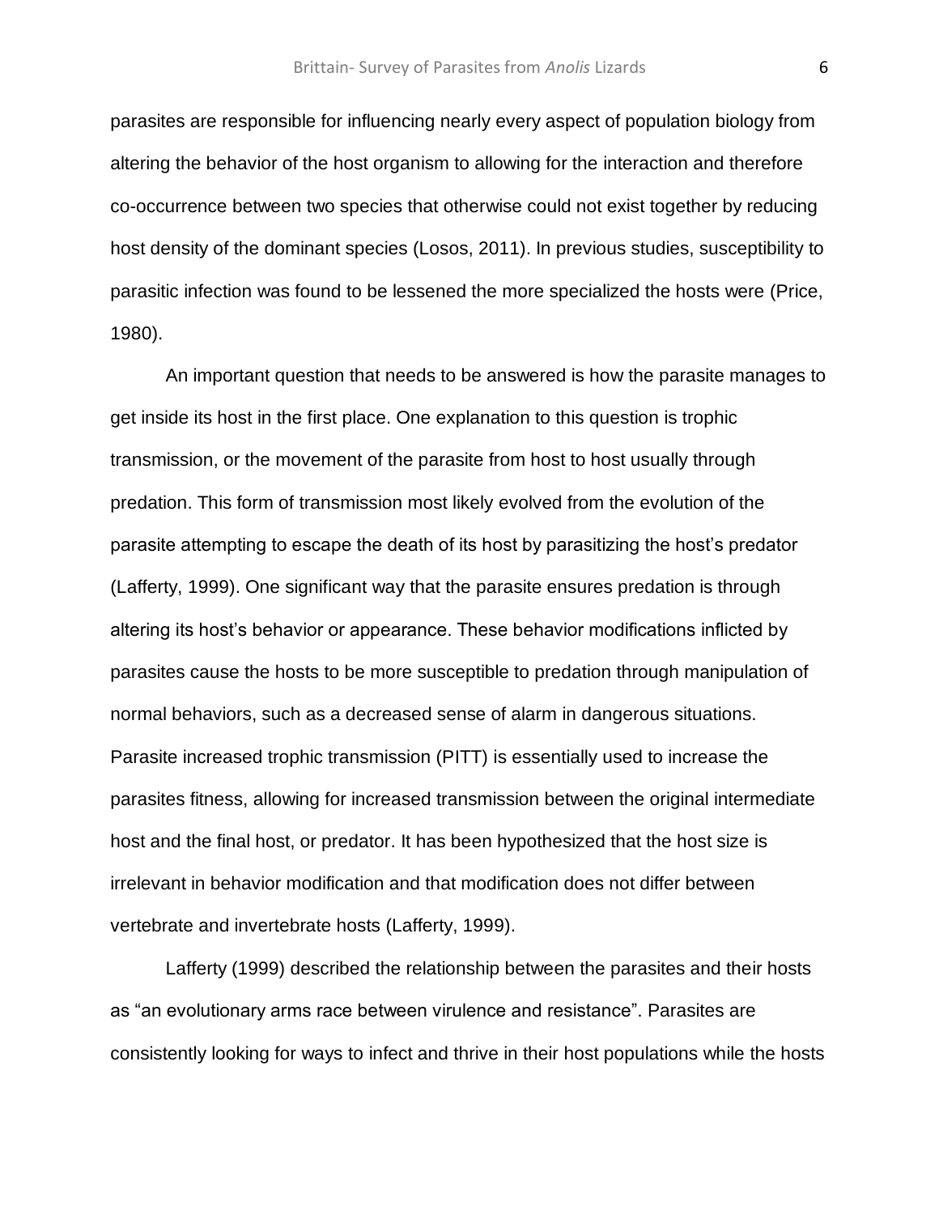parasites are responsible for influencing nearly every aspect of population biology from altering the behavior of the host organism to allowing for the interaction and therefore co-occurrence between two species that otherwise could not exist together by reducing host density of the dominant species (Losos, 2011). In previous studies, susceptibility to parasitic infection was found to be lessened the more specialized the hosts were (Price, 1980).

An important question that needs to be answered is how the parasite manages to get inside its host in the first place. One explanation to this question is trophic transmission, or the movement of the parasite from host to host usually through predation. This form of transmission most likely evolved from the evolution of the parasite attempting to escape the death of its host by parasitizing the host's predator (Lafferty, 1999). One significant way that the parasite ensures predation is through altering its host's behavior or appearance. These behavior modifications inflicted by parasites cause the hosts to be more susceptible to predation through manipulation of normal behaviors, such as a decreased sense of alarm in dangerous situations. Parasite increased trophic transmission (PITT) is essentially used to increase the parasites fitness, allowing for increased transmission between the original intermediate host and the final host, or predator. It has been hypothesized that the host size is irrelevant in behavior modification and that modification does not differ between vertebrate and invertebrate hosts (Lafferty, 1999).

Lafferty (1999) described the relationship between the parasites and their hosts as "an evolutionary arms race between virulence and resistance". Parasites are consistently looking for ways to infect and thrive in their host populations while the hosts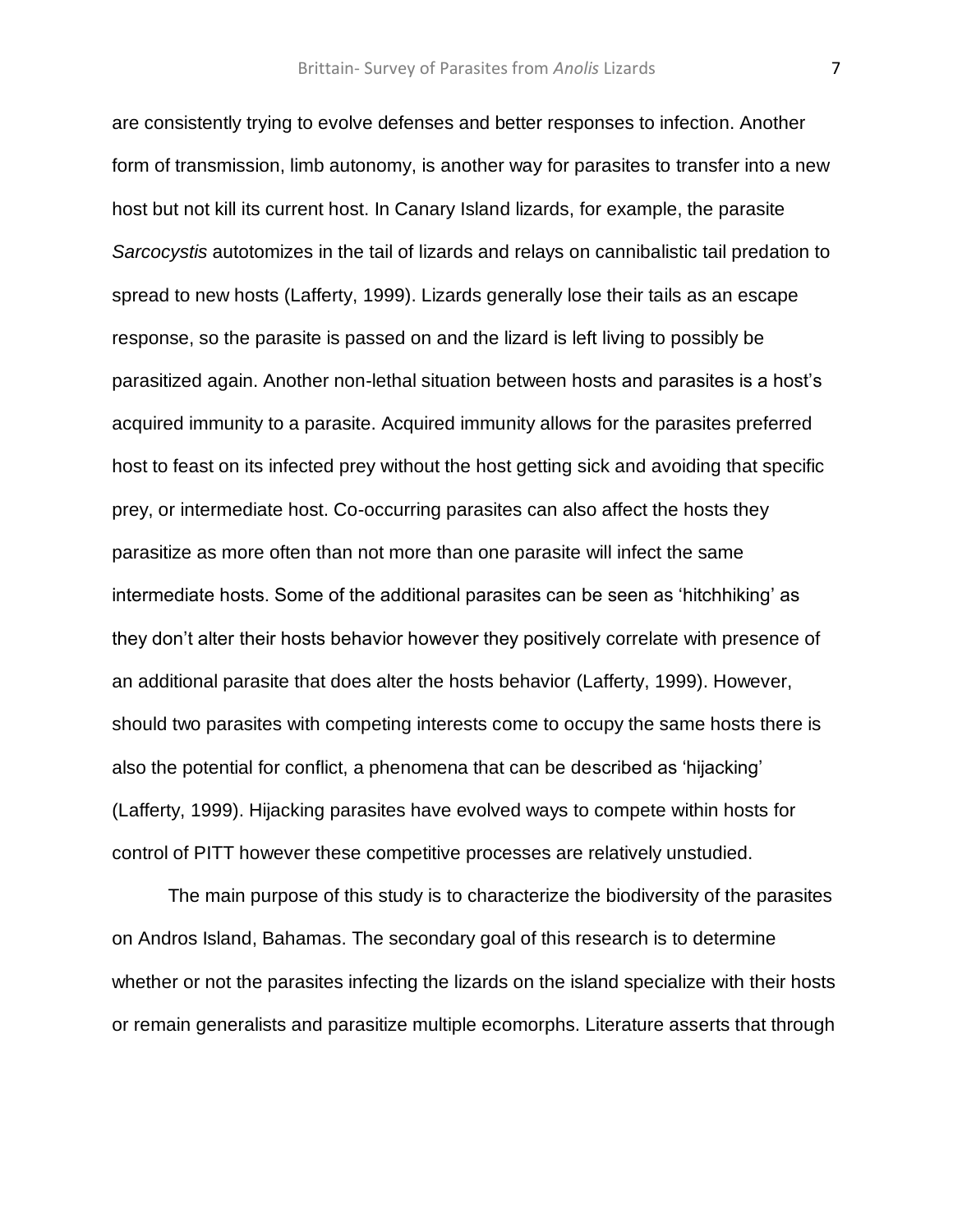are consistently trying to evolve defenses and better responses to infection. Another form of transmission, limb autonomy, is another way for parasites to transfer into a new host but not kill its current host. In Canary Island lizards, for example, the parasite *Sarcocystis* autotomizes in the tail of lizards and relays on cannibalistic tail predation to spread to new hosts (Lafferty, 1999). Lizards generally lose their tails as an escape response, so the parasite is passed on and the lizard is left living to possibly be parasitized again. Another non-lethal situation between hosts and parasites is a host's acquired immunity to a parasite. Acquired immunity allows for the parasites preferred host to feast on its infected prey without the host getting sick and avoiding that specific prey, or intermediate host. Co-occurring parasites can also affect the hosts they parasitize as more often than not more than one parasite will infect the same intermediate hosts. Some of the additional parasites can be seen as 'hitchhiking' as they don't alter their hosts behavior however they positively correlate with presence of an additional parasite that does alter the hosts behavior (Lafferty, 1999). However, should two parasites with competing interests come to occupy the same hosts there is also the potential for conflict, a phenomena that can be described as 'hijacking' (Lafferty, 1999). Hijacking parasites have evolved ways to compete within hosts for control of PITT however these competitive processes are relatively unstudied.

The main purpose of this study is to characterize the biodiversity of the parasites on Andros Island, Bahamas. The secondary goal of this research is to determine whether or not the parasites infecting the lizards on the island specialize with their hosts or remain generalists and parasitize multiple ecomorphs. Literature asserts that through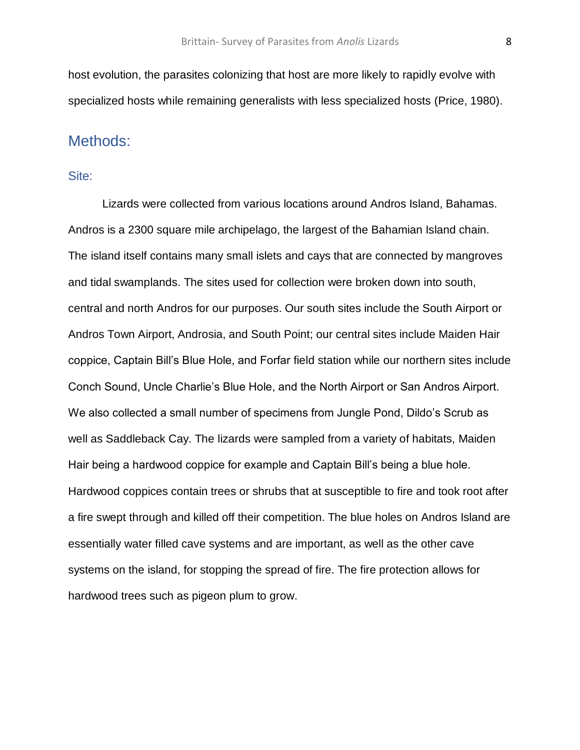host evolution, the parasites colonizing that host are more likely to rapidly evolve with specialized hosts while remaining generalists with less specialized hosts (Price, 1980).

## Methods:

### Site:

Lizards were collected from various locations around Andros Island, Bahamas. Andros is a 2300 square mile archipelago, the largest of the Bahamian Island chain. The island itself contains many small islets and cays that are connected by mangroves and tidal swamplands. The sites used for collection were broken down into south, central and north Andros for our purposes. Our south sites include the South Airport or Andros Town Airport, Androsia, and South Point; our central sites include Maiden Hair coppice, Captain Bill's Blue Hole, and Forfar field station while our northern sites include Conch Sound, Uncle Charlie's Blue Hole, and the North Airport or San Andros Airport. We also collected a small number of specimens from Jungle Pond, Dildo's Scrub as well as Saddleback Cay. The lizards were sampled from a variety of habitats, Maiden Hair being a hardwood coppice for example and Captain Bill's being a blue hole. Hardwood coppices contain trees or shrubs that at susceptible to fire and took root after a fire swept through and killed off their competition. The blue holes on Andros Island are essentially water filled cave systems and are important, as well as the other cave systems on the island, for stopping the spread of fire. The fire protection allows for hardwood trees such as pigeon plum to grow.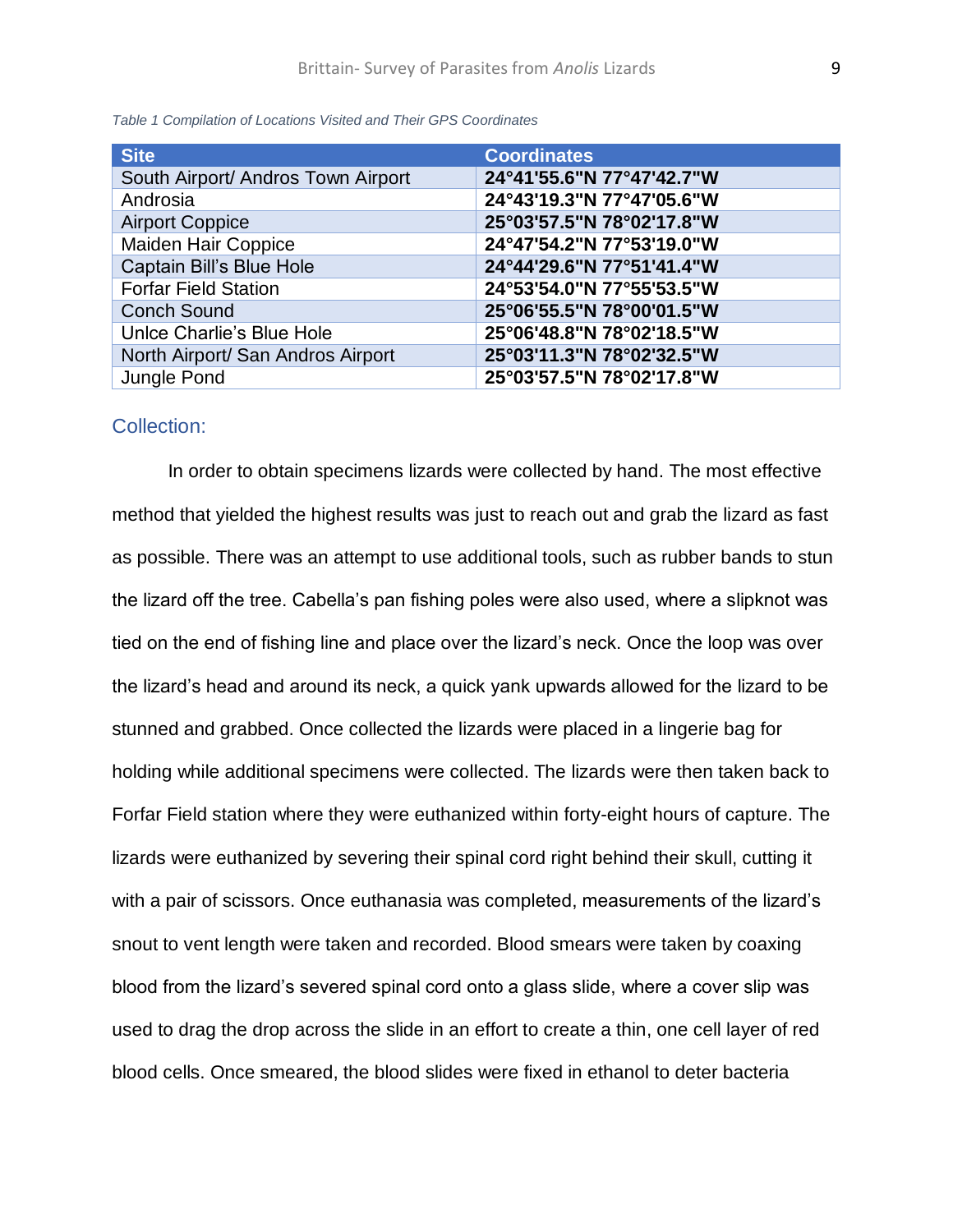*Table 1 Compilation of Locations Visited and Their GPS Coordinates*

| Site | Coordinates |
| --- | --- |
| South Airport/ Andros Town Airport | **24°41'55.6"N 77°47'42.7"W** |
| Androsia | **24°43'19.3"N 77°47'05.6"W** |
| Airport Coppice | **25°03'57.5"N 78°02'17.8"W** |
| Maiden Hair Coppice | **24°47'54.2"N 77°53'19.0"W** |
| Captain Bill's Blue Hole | **24°44'29.6"N 77°51'41.4"W** |
| Forfar Field Station | **24°53'54.0"N 77°55'53.5"W** |
| Conch Sound | **25°06'55.5"N 78°00'01.5"W** |
| Unlce Charlie's Blue Hole | **25°06'48.8"N 78°02'18.5"W** |
| North Airport/ San Andros Airport | **25°03'11.3"N 78°02'32.5"W** |
| Jungle Pond | **25°03'57.5"N 78°02'17.8"W** |

## Collection:

In order to obtain specimens lizards were collected by hand. The most effective method that yielded the highest results was just to reach out and grab the lizard as fast as possible. There was an attempt to use additional tools, such as rubber bands to stun the lizard off the tree. Cabella's pan fishing poles were also used, where a slipknot was tied on the end of fishing line and place over the lizard's neck. Once the loop was over the lizard's head and around its neck, a quick yank upwards allowed for the lizard to be stunned and grabbed. Once collected the lizards were placed in a lingerie bag for holding while additional specimens were collected. The lizards were then taken back to Forfar Field station where they were euthanized within forty-eight hours of capture. The lizards were euthanized by severing their spinal cord right behind their skull, cutting it with a pair of scissors. Once euthanasia was completed, measurements of the lizard's snout to vent length were taken and recorded. Blood smears were taken by coaxing blood from the lizard's severed spinal cord onto a glass slide, where a cover slip was used to drag the drop across the slide in an effort to create a thin, one cell layer of red blood cells. Once smeared, the blood slides were fixed in ethanol to deter bacteria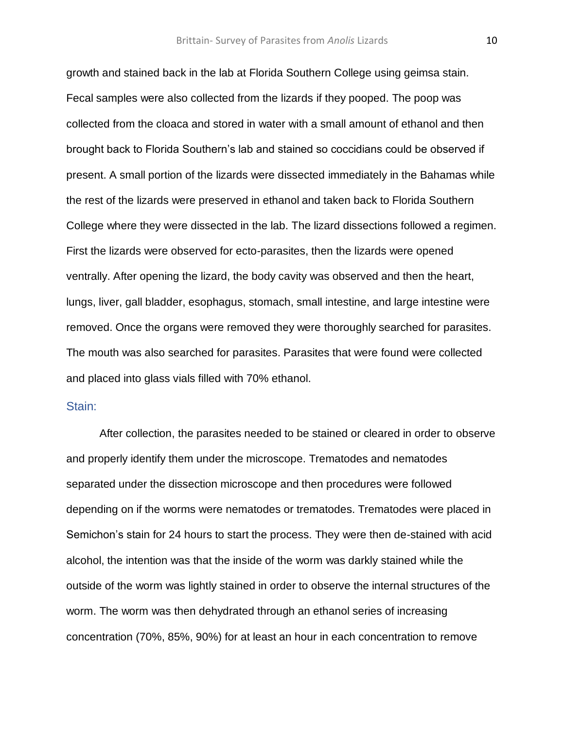growth and stained back in the lab at Florida Southern College using geimsa stain. Fecal samples were also collected from the lizards if they pooped. The poop was collected from the cloaca and stored in water with a small amount of ethanol and then brought back to Florida Southern's lab and stained so coccidians could be observed if present. A small portion of the lizards were dissected immediately in the Bahamas while the rest of the lizards were preserved in ethanol and taken back to Florida Southern College where they were dissected in the lab. The lizard dissections followed a regimen. First the lizards were observed for ecto-parasites, then the lizards were opened ventrally. After opening the lizard, the body cavity was observed and then the heart, lungs, liver, gall bladder, esophagus, stomach, small intestine, and large intestine were removed. Once the organs were removed they were thoroughly searched for parasites. The mouth was also searched for parasites. Parasites that were found were collected and placed into glass vials filled with 70% ethanol.

## Stain:

After collection, the parasites needed to be stained or cleared in order to observe and properly identify them under the microscope. Trematodes and nematodes separated under the dissection microscope and then procedures were followed depending on if the worms were nematodes or trematodes. Trematodes were placed in Semichon's stain for 24 hours to start the process. They were then de-stained with acid alcohol, the intention was that the inside of the worm was darkly stained while the outside of the worm was lightly stained in order to observe the internal structures of the worm. The worm was then dehydrated through an ethanol series of increasing concentration (70%, 85%, 90%) for at least an hour in each concentration to remove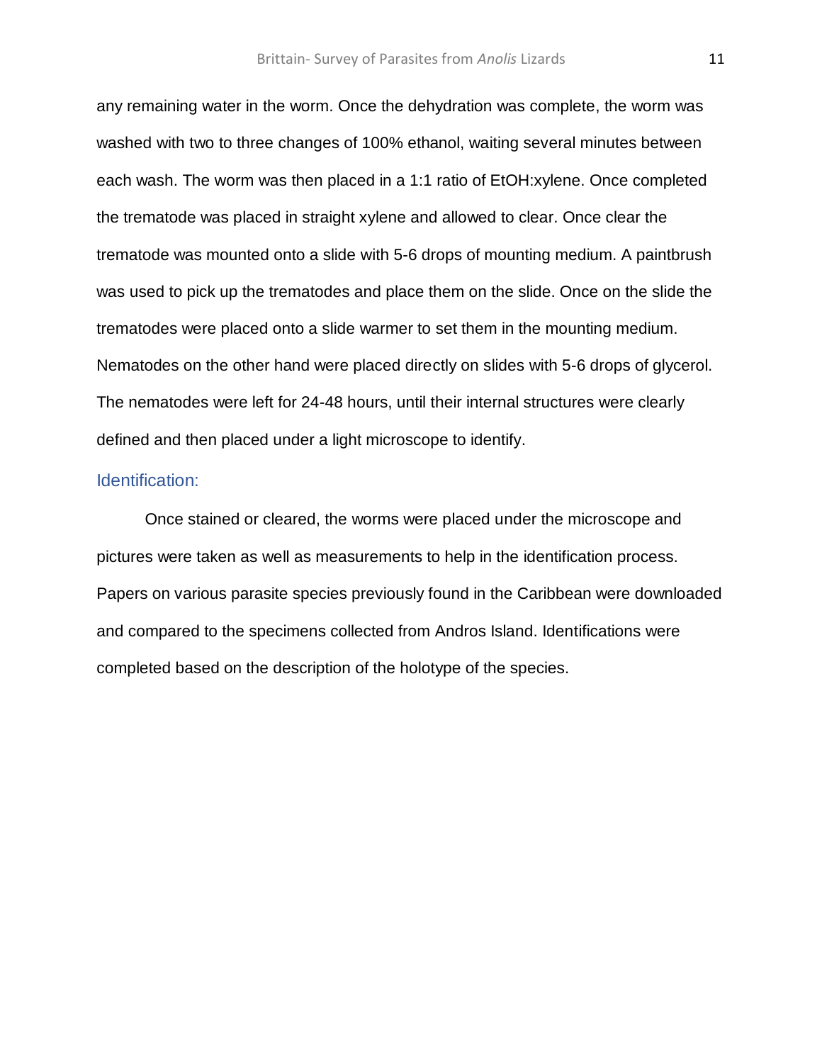any remaining water in the worm. Once the dehydration was complete, the worm was washed with two to three changes of 100% ethanol, waiting several minutes between each wash. The worm was then placed in a 1:1 ratio of EtOH:xylene. Once completed the trematode was placed in straight xylene and allowed to clear. Once clear the trematode was mounted onto a slide with 5-6 drops of mounting medium. A paintbrush was used to pick up the trematodes and place them on the slide. Once on the slide the trematodes were placed onto a slide warmer to set them in the mounting medium. Nematodes on the other hand were placed directly on slides with 5-6 drops of glycerol. The nematodes were left for 24-48 hours, until their internal structures were clearly defined and then placed under a light microscope to identify.

## Identification:

Once stained or cleared, the worms were placed under the microscope and pictures were taken as well as measurements to help in the identification process. Papers on various parasite species previously found in the Caribbean were downloaded and compared to the specimens collected from Andros Island. Identifications were completed based on the description of the holotype of the species.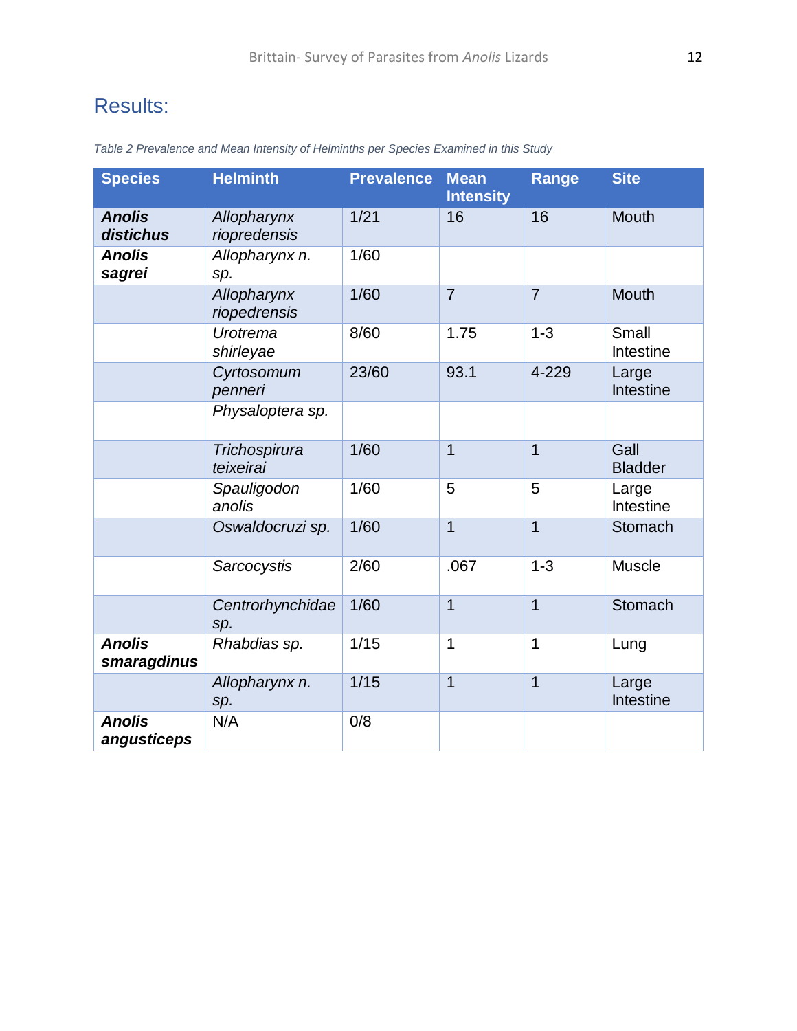## Results:

*Table 2 Prevalence and Mean Intensity of Helminths per Species Examined in this Study*

| Species | Helminth | Prevalence | Mean Intensity | Range | Site |
|---|---|---|---|---|---|
| ***Anolis distichus*** | *Allopharynx riopredensis* | 1/21 | 16 | 16 | Mouth |
| ***Anolis sagrei*** | *Allopharynx n. sp.* | 1/60 | | | |
| | *Allopharynx riopedrensis* | 1/60 | 7 | 7 | Mouth |
| | *Urotrema shirleyae* | 8/60 | 1.75 | 1-3 | Small Intestine |
| | *Cyrtosomum penneri* | 23/60 | 93.1 | 4-229 | Large Intestine |
| | *Physaloptera sp.* | | | | |
| | *Trichospirura teixeirai* | 1/60 | 1 | 1 | Gall Bladder |
| | *Spauligodon anolis* | 1/60 | 5 | 5 | Large Intestine |
| | *Oswaldocruzi sp.* | 1/60 | 1 | 1 | Stomach |
| | *Sarcocystis* | 2/60 | .067 | 1-3 | Muscle |
| | *Centrorhynchidae sp.* | 1/60 | 1 | 1 | Stomach |
| ***Anolis smaragdinus*** | *Rhabdias sp.* | 1/15 | 1 | 1 | Lung |
| | *Allopharynx n. sp.* | 1/15 | 1 | 1 | Large Intestine |
| ***Anolis angusticeps*** | N/A | 0/8 | | | |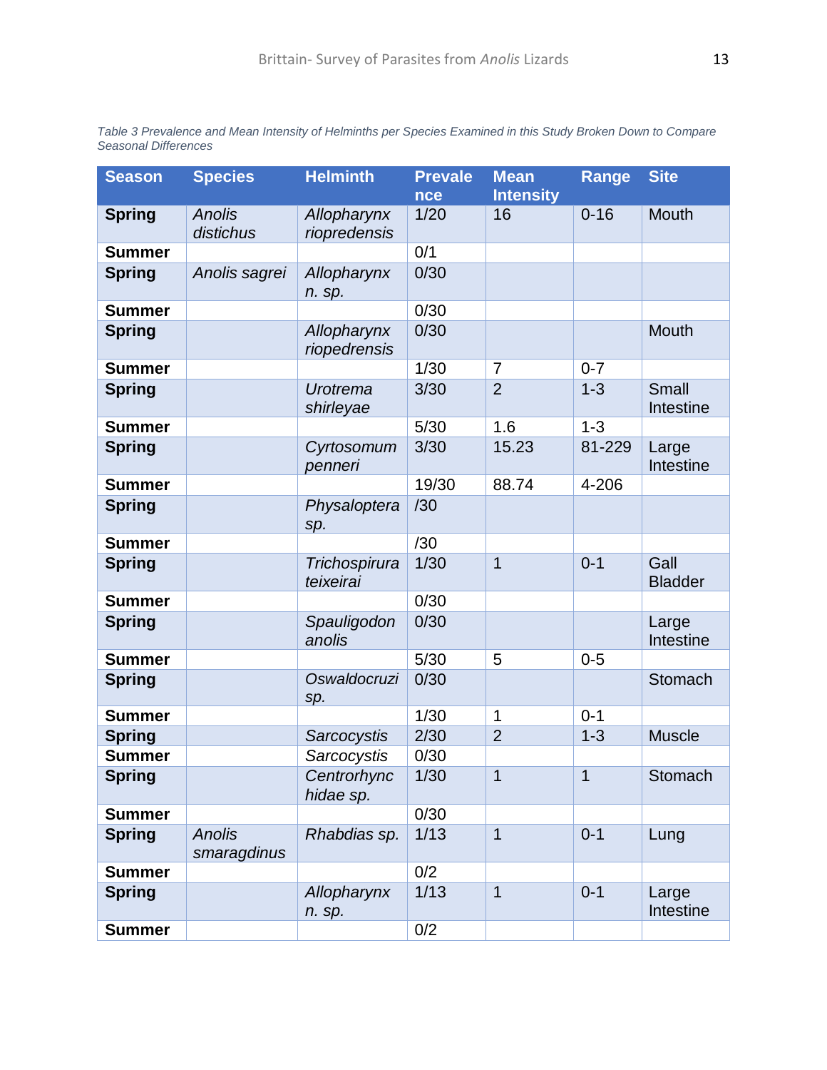*Table 3 Prevalence and Mean Intensity of Helminths per Species Examined in this Study Broken Down to Compare Seasonal Differences*

| Season | Species | Helminth | Prevalence | Mean Intensity | Range | Site |
|---|---|---|---|---|---|---|
| **Spring** | *Anolis distichus* | *Allopharynx riopredensis* | 1/20 | 16 | 0-16 | Mouth |
| **Summer** | | | 0/1 | | | |
| **Spring** | *Anolis sagrei* | *Allopharynx n. sp.* | 0/30 | | | |
| **Summer** | | | 0/30 | | | |
| **Spring** | | *Allopharynx riopedrensis* | 0/30 | | | Mouth |
| **Summer** | | | 1/30 | 7 | 0-7 | |
| **Spring** | | *Urotrema shirleyae* | 3/30 | 2 | 1-3 | Small Intestine |
| **Summer** | | | 5/30 | 1.6 | 1-3 | |
| **Spring** | | *Cyrtosomum penneri* | 3/30 | 15.23 | 81-229 | Large Intestine |
| **Summer** | | | 19/30 | 88.74 | 4-206 | |
| **Spring** | | *Physaloptera sp.* | /30 | | | |
| **Summer** | | | /30 | | | |
| **Spring** | | *Trichospirura teixeirai* | 1/30 | 1 | 0-1 | Gall Bladder |
| **Summer** | | | 0/30 | | | |
| **Spring** | | *Spauligodon anolis* | 0/30 | | | Large Intestine |
| **Summer** | | | 5/30 | 5 | 0-5 | |
| **Spring** | | *Oswaldocruzi sp.* | 0/30 | | | Stomach |
| **Summer** | | | 1/30 | 1 | 0-1 | |
| **Spring** | | *Sarcocystis* | 2/30 | 2 | 1-3 | Muscle |
| **Summer** | | *Sarcocystis* | 0/30 | | | |
| **Spring** | | *Centrorhynchidae sp.* | 1/30 | 1 | 1 | Stomach |
| **Summer** | | | 0/30 | | | |
| **Spring** | *Anolis smaragdinus* | *Rhabdias sp.* | 1/13 | 1 | 0-1 | Lung |
| **Summer** | | | 0/2 | | | |
| **Spring** | | *Allopharynx n. sp.* | 1/13 | 1 | 0-1 | Large Intestine |
| **Summer** | | | 0/2 | | | |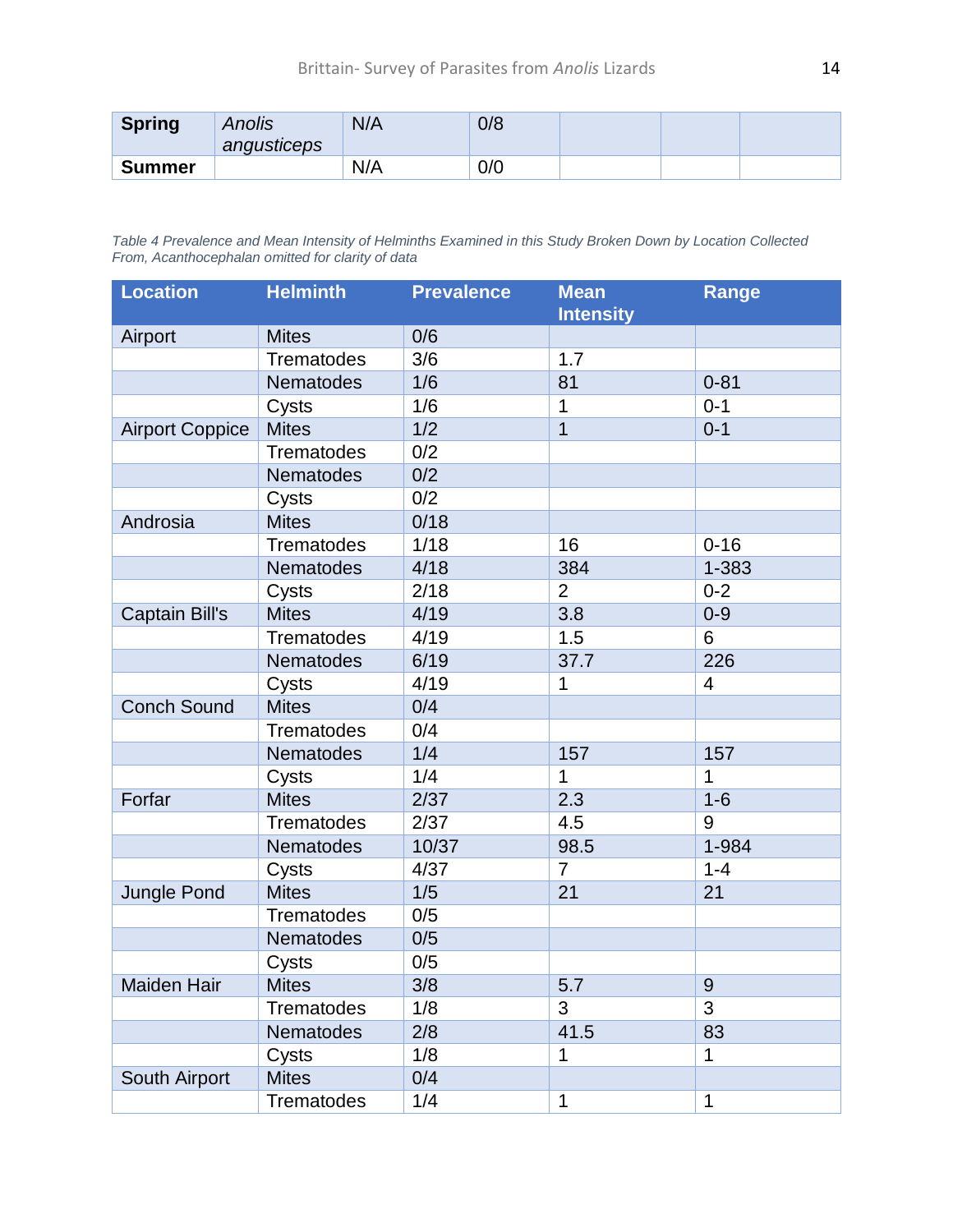| Spring | *Anolis angusticeps* | N/A | 0/8 | | | |
|---|---|---|---|---|---|---|
| Summer | | N/A | 0/0 | | | |

*Table 4 Prevalence and Mean Intensity of Helminths Examined in this Study Broken Down by Location Collected From, Acanthocephalan omitted for clarity of data*

| Location | Helminth | Prevalence | Mean Intensity | Range |
|---|---|---|---|---|
| Airport | Mites | 0/6 | | |
| | Trematodes | 3/6 | 1.7 | |
| | Nematodes | 1/6 | 81 | 0-81 |
| | Cysts | 1/6 | 1 | 0-1 |
| Airport Coppice | Mites | 1/2 | 1 | 0-1 |
| | Trematodes | 0/2 | | |
| | Nematodes | 0/2 | | |
| | Cysts | 0/2 | | |
| Androsia | Mites | 0/18 | | |
| | Trematodes | 1/18 | 16 | 0-16 |
| | Nematodes | 4/18 | 384 | 1-383 |
| | Cysts | 2/18 | 2 | 0-2 |
| Captain Bill's | Mites | 4/19 | 3.8 | 0-9 |
| | Trematodes | 4/19 | 1.5 | 6 |
| | Nematodes | 6/19 | 37.7 | 226 |
| | Cysts | 4/19 | 1 | 4 |
| Conch Sound | Mites | 0/4 | | |
| | Trematodes | 0/4 | | |
| | Nematodes | 1/4 | 157 | 157 |
| | Cysts | 1/4 | 1 | 1 |
| Forfar | Mites | 2/37 | 2.3 | 1-6 |
| | Trematodes | 2/37 | 4.5 | 9 |
| | Nematodes | 10/37 | 98.5 | 1-984 |
| | Cysts | 4/37 | 7 | 1-4 |
| Jungle Pond | Mites | 1/5 | 21 | 21 |
| | Trematodes | 0/5 | | |
| | Nematodes | 0/5 | | |
| | Cysts | 0/5 | | |
| Maiden Hair | Mites | 3/8 | 5.7 | 9 |
| | Trematodes | 1/8 | 3 | 3 |
| | Nematodes | 2/8 | 41.5 | 83 |
| | Cysts | 1/8 | 1 | 1 |
| South Airport | Mites | 0/4 | | |
| | Trematodes | 1/4 | 1 | 1 |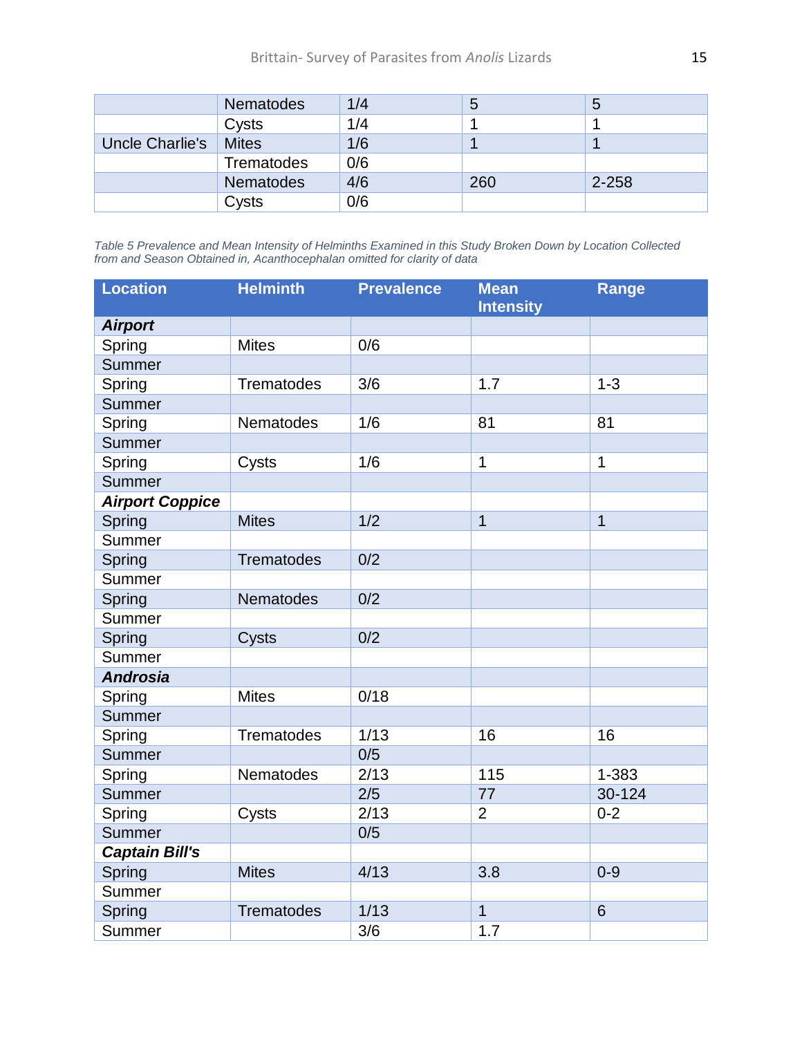|  | Nematodes | 1/4 | 5 | 5 |
|---|---|---|---|---|
|  | Cysts | 1/4 | 1 | 1 |
| Uncle Charlie's | Mites | 1/6 | 1 | 1 |
|  | Trematodes | 0/6 |  |  |
|  | Nematodes | 4/6 | 260 | 2-258 |
|  | Cysts | 0/6 |  |  |

*Table 5 Prevalence and Mean Intensity of Helminths Examined in this Study Broken Down by Location Collected from and Season Obtained in, Acanthocephalan omitted for clarity of data*

| Location | Helminth | Prevalence | Mean Intensity | Range |
|---|---|---|---|---|
| ***Airport*** |  |  |  |  |
| Spring | Mites | 0/6 |  |  |
| Summer |  |  |  |  |
| Spring | Trematodes | 3/6 | 1.7 | 1-3 |
| Summer |  |  |  |  |
| Spring | Nematodes | 1/6 | 81 | 81 |
| Summer |  |  |  |  |
| Spring | Cysts | 1/6 | 1 | 1 |
| Summer |  |  |  |  |
| ***Airport Coppice*** |  |  |  |  |
| Spring | Mites | 1/2 | 1 | 1 |
| Summer |  |  |  |  |
| Spring | Trematodes | 0/2 |  |  |
| Summer |  |  |  |  |
| Spring | Nematodes | 0/2 |  |  |
| Summer |  |  |  |  |
| Spring | Cysts | 0/2 |  |  |
| Summer |  |  |  |  |
| ***Androsia*** |  |  |  |  |
| Spring | Mites | 0/18 |  |  |
| Summer |  |  |  |  |
| Spring | Trematodes | 1/13 | 16 | 16 |
| Summer |  | 0/5 |  |  |
| Spring | Nematodes | 2/13 | 115 | 1-383 |
| Summer |  | 2/5 | 77 | 30-124 |
| Spring | Cysts | 2/13 | 2 | 0-2 |
| Summer |  | 0/5 |  |  |
| ***Captain Bill's*** |  |  |  |  |
| Spring | Mites | 4/13 | 3.8 | 0-9 |
| Summer |  |  |  |  |
| Spring | Trematodes | 1/13 | 1 | 6 |
| Summer |  | 3/6 | 1.7 |  |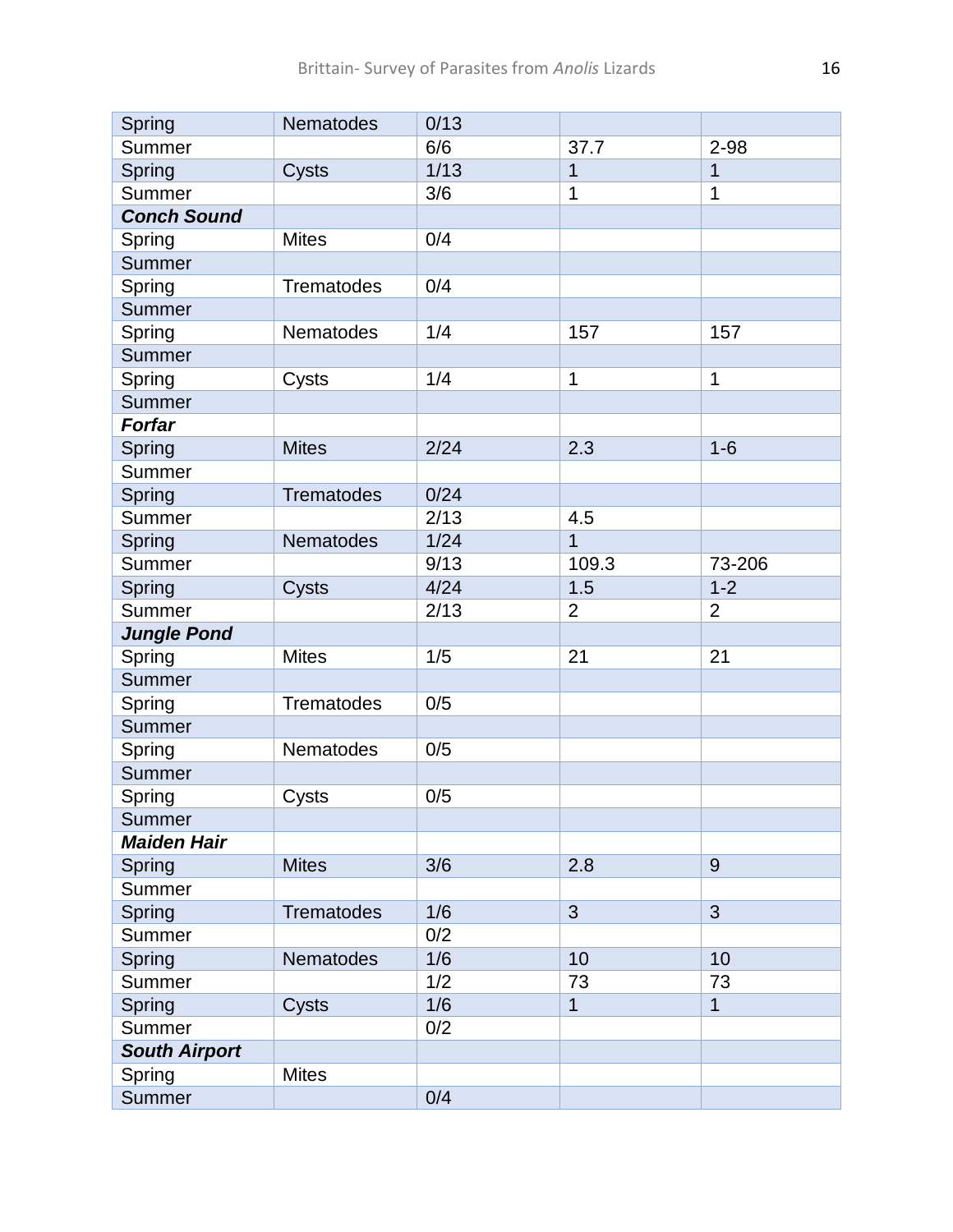| Spring | Nematodes | 0/13 | | |
|---|---|---|---|---|
| Summer | | 6/6 | 37.7 | 2-98 |
| Spring | Cysts | 1/13 | 1 | 1 |
| Summer | | 3/6 | 1 | 1 |
| ***Conch Sound*** | | | | |
| Spring | Mites | 0/4 | | |
| Summer | | | | |
| Spring | Trematodes | 0/4 | | |
| Summer | | | | |
| Spring | Nematodes | 1/4 | 157 | 157 |
| Summer | | | | |
| Spring | Cysts | 1/4 | 1 | 1 |
| Summer | | | | |
| ***Forfar*** | | | | |
| Spring | Mites | 2/24 | 2.3 | 1-6 |
| Summer | | | | |
| Spring | Trematodes | 0/24 | | |
| Summer | | 2/13 | 4.5 | |
| Spring | Nematodes | 1/24 | 1 | |
| Summer | | 9/13 | 109.3 | 73-206 |
| Spring | Cysts | 4/24 | 1.5 | 1-2 |
| Summer | | 2/13 | 2 | 2 |
| ***Jungle Pond*** | | | | |
| Spring | Mites | 1/5 | 21 | 21 |
| Summer | | | | |
| Spring | Trematodes | 0/5 | | |
| Summer | | | | |
| Spring | Nematodes | 0/5 | | |
| Summer | | | | |
| Spring | Cysts | 0/5 | | |
| Summer | | | | |
| ***Maiden Hair*** | | | | |
| Spring | Mites | 3/6 | 2.8 | 9 |
| Summer | | | | |
| Spring | Trematodes | 1/6 | 3 | 3 |
| Summer | | 0/2 | | |
| Spring | Nematodes | 1/6 | 10 | 10 |
| Summer | | 1/2 | 73 | 73 |
| Spring | Cysts | 1/6 | 1 | 1 |
| Summer | | 0/2 | | |
| ***South Airport*** | | | | |
| Spring | Mites | | | |
| Summer | | 0/4 | | |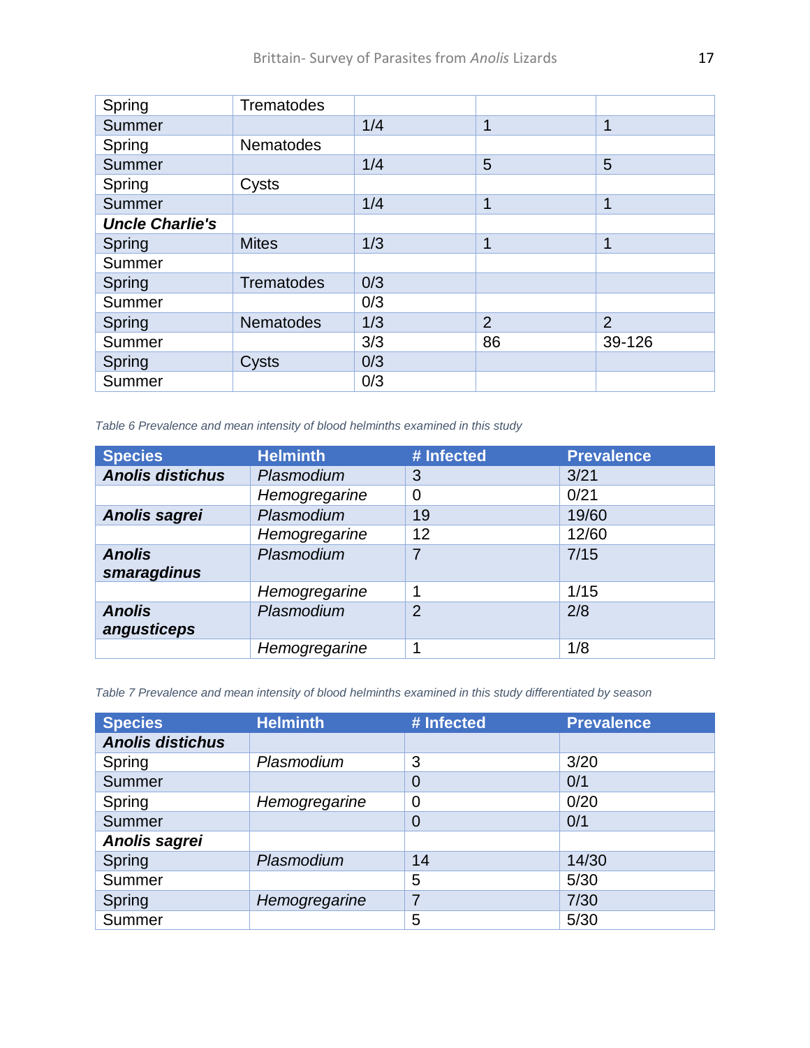| | | | | |
|---|---|---|---|---|
| Spring | Trematodes | | | |
| Summer | | 1/4 | 1 | 1 |
| Spring | Nematodes | | | |
| Summer | | 1/4 | 5 | 5 |
| Spring | Cysts | | | |
| Summer | | 1/4 | 1 | 1 |
| ***Uncle Charlie's*** | | | | |
| Spring | Mites | 1/3 | 1 | 1 |
| Summer | | | | |
| Spring | Trematodes | 0/3 | | |
| Summer | | 0/3 | | |
| Spring | Nematodes | 1/3 | 2 | 2 |
| Summer | | 3/3 | 86 | 39-126 |
| Spring | Cysts | 0/3 | | |
| Summer | | 0/3 | | |

*Table 6 Prevalence and mean intensity of blood helminths examined in this study*

| Species | Helminth | # Infected | Prevalence |
|---|---|---|---|
| ***Anolis distichus*** | *Plasmodium* | 3 | 3/21 |
| | *Hemogregarine* | 0 | 0/21 |
| ***Anolis sagrei*** | *Plasmodium* | 19 | 19/60 |
| | *Hemogregarine* | 12 | 12/60 |
| ***Anolis smaragdinus*** | *Plasmodium* | 7 | 7/15 |
| | *Hemogregarine* | 1 | 1/15 |
| ***Anolis angusticeps*** | *Plasmodium* | 2 | 2/8 |
| | *Hemogregarine* | 1 | 1/8 |

*Table 7 Prevalence and mean intensity of blood helminths examined in this study differentiated by season*

| Species | Helminth | # Infected | Prevalence |
|---|---|---|---|
| ***Anolis distichus*** | | | |
| Spring | *Plasmodium* | 3 | 3/20 |
| Summer | | 0 | 0/1 |
| Spring | *Hemogregarine* | 0 | 0/20 |
| Summer | | 0 | 0/1 |
| ***Anolis sagrei*** | | | |
| Spring | *Plasmodium* | 14 | 14/30 |
| Summer | | 5 | 5/30 |
| Spring | *Hemogregarine* | 7 | 7/30 |
| Summer | | 5 | 5/30 |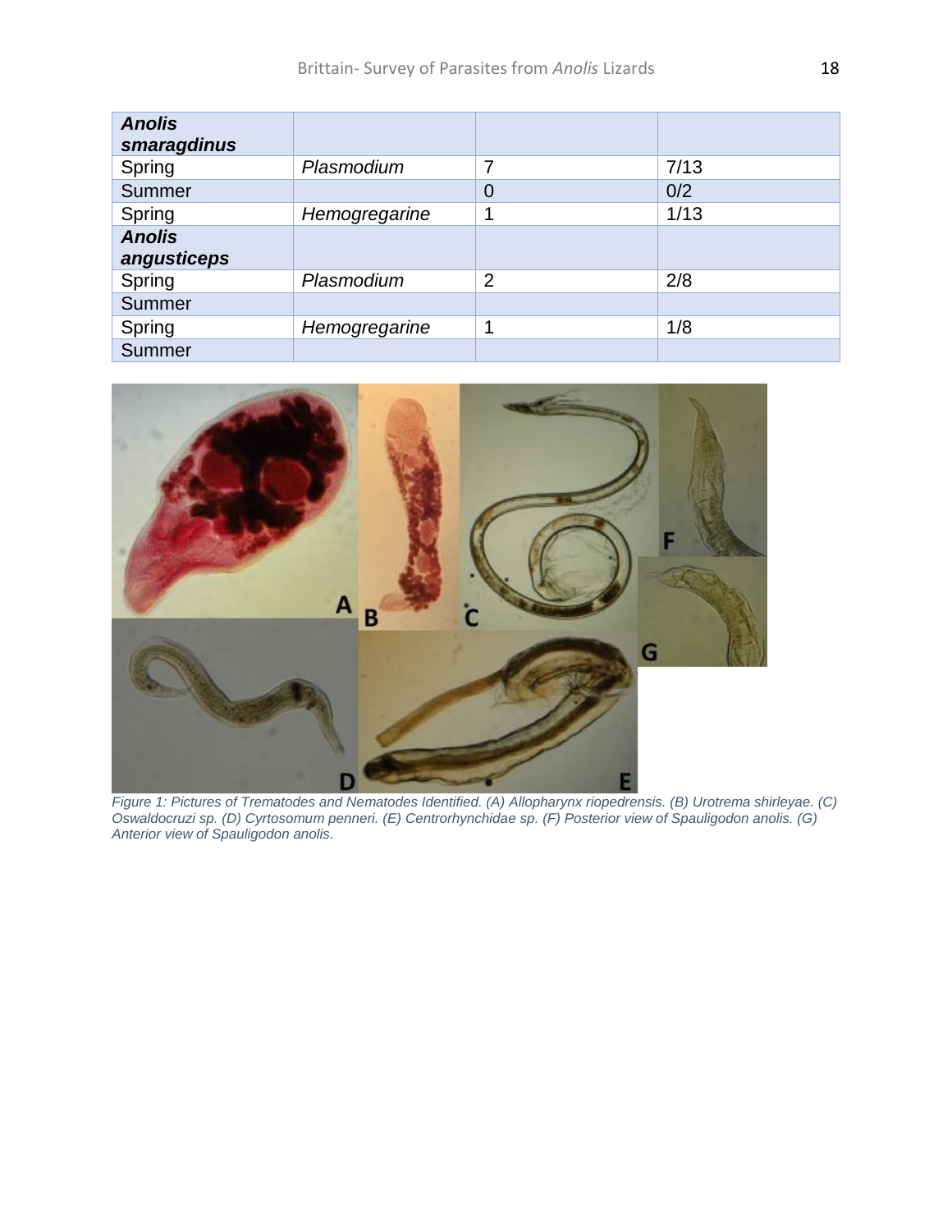| ***Anolis smaragdinus*** | | | |
|---|---|---|---|
| Spring | *Plasmodium* | 7 | 7/13 |
| Summer | | 0 | 0/2 |
| Spring | *Hemogregarine* | 1 | 1/13 |
| ***Anolis angusticeps*** | | | |
| Spring | *Plasmodium* | 2 | 2/8 |
| Summer | | | |
| Spring | *Hemogregarine* | 1 | 1/8 |
| Summer | | | |

*Figure 1: Pictures of Trematodes and Nematodes Identified. (A) Allopharynx riopedrensis. (B) Urotrema shirleyae. (C) Oswaldocruzi sp. (D) Cyrtosomum penneri. (E) Centrorhynchidae sp. (F) Posterior view of Spauligodon anolis. (G) Anterior view of Spauligodon anolis.*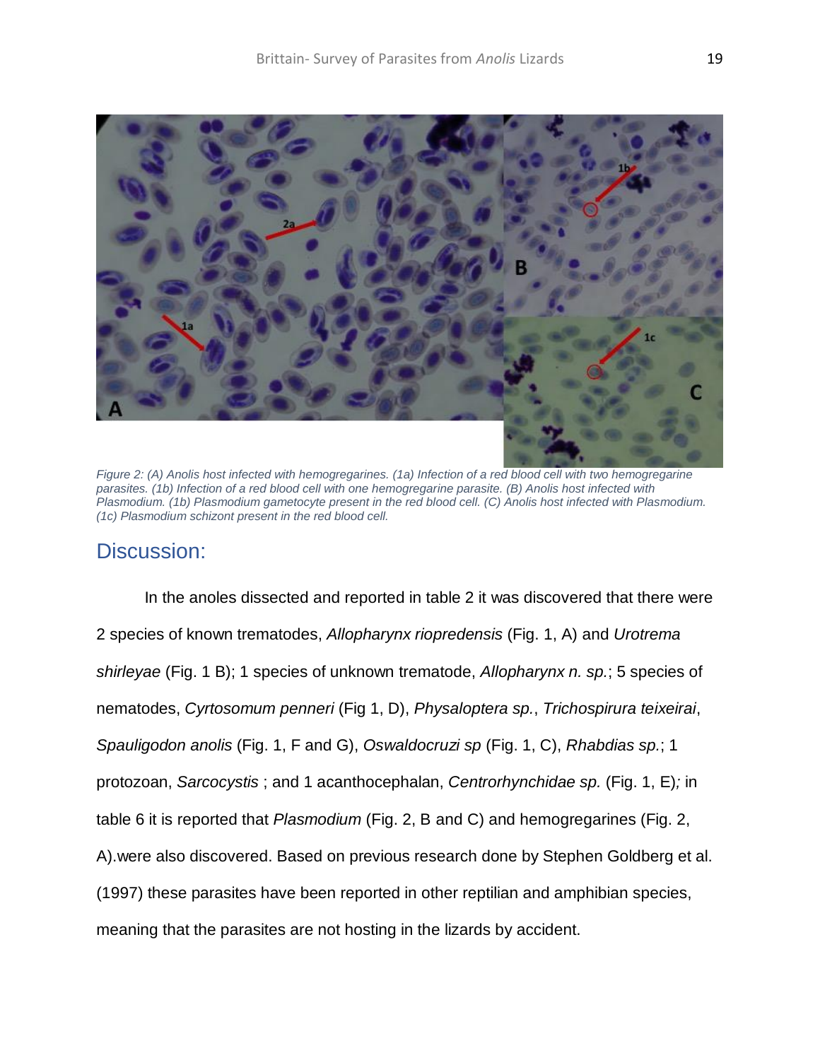*Figure 2: (A) Anolis host infected with hemogregarines. (1a) Infection of a red blood cell with two hemogregarine parasites. (1b) Infection of a red blood cell with one hemogregarine parasite. (B) Anolis host infected with Plasmodium. (1b) Plasmodium gametocyte present in the red blood cell. (C) Anolis host infected with Plasmodium. (1c) Plasmodium schizont present in the red blood cell.*

## Discussion:

In the anoles dissected and reported in table 2 it was discovered that there were 2 species of known trematodes, *Allopharynx riopredensis* (Fig. 1, A) and *Urotrema shirleyae* (Fig. 1 B); 1 species of unknown trematode, *Allopharynx n. sp.*; 5 species of nematodes, *Cyrtosomum penneri* (Fig 1, D), *Physaloptera sp.*, *Trichospirura teixeirai*, *Spauligodon anolis* (Fig. 1, F and G), *Oswaldocruzi sp* (Fig. 1, C), *Rhabdias sp.*; 1 protozoan, *Sarcocystis* ; and 1 acanthocephalan, *Centrorhynchidae sp.* (Fig. 1, E)*;* in table 6 it is reported that *Plasmodium* (Fig. 2, B and C) and hemogregarines (Fig. 2, A).were also discovered. Based on previous research done by Stephen Goldberg et al. (1997) these parasites have been reported in other reptilian and amphibian species, meaning that the parasites are not hosting in the lizards by accident.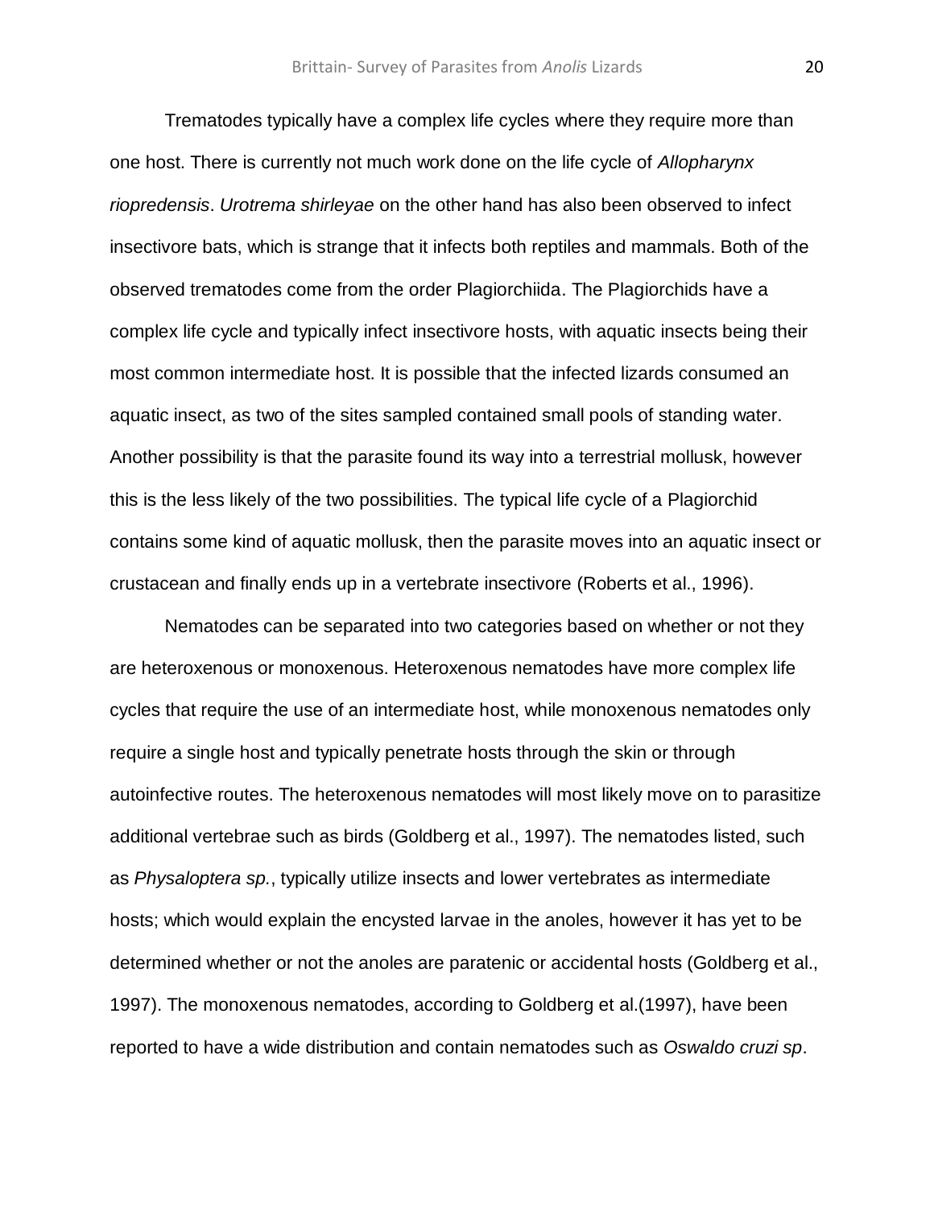Trematodes typically have a complex life cycles where they require more than one host. There is currently not much work done on the life cycle of *Allopharynx riopredensis*. *Urotrema shirleyae* on the other hand has also been observed to infect insectivore bats, which is strange that it infects both reptiles and mammals. Both of the observed trematodes come from the order Plagiorchiida. The Plagiorchids have a complex life cycle and typically infect insectivore hosts, with aquatic insects being their most common intermediate host. It is possible that the infected lizards consumed an aquatic insect, as two of the sites sampled contained small pools of standing water. Another possibility is that the parasite found its way into a terrestrial mollusk, however this is the less likely of the two possibilities. The typical life cycle of a Plagiorchid contains some kind of aquatic mollusk, then the parasite moves into an aquatic insect or crustacean and finally ends up in a vertebrate insectivore (Roberts et al., 1996).

Nematodes can be separated into two categories based on whether or not they are heteroxenous or monoxenous. Heteroxenous nematodes have more complex life cycles that require the use of an intermediate host, while monoxenous nematodes only require a single host and typically penetrate hosts through the skin or through autoinfective routes. The heteroxenous nematodes will most likely move on to parasitize additional vertebrae such as birds (Goldberg et al., 1997). The nematodes listed, such as *Physaloptera sp.*, typically utilize insects and lower vertebrates as intermediate hosts; which would explain the encysted larvae in the anoles, however it has yet to be determined whether or not the anoles are paratenic or accidental hosts (Goldberg et al., 1997). The monoxenous nematodes, according to Goldberg et al.(1997), have been reported to have a wide distribution and contain nematodes such as *Oswaldo cruzi sp*.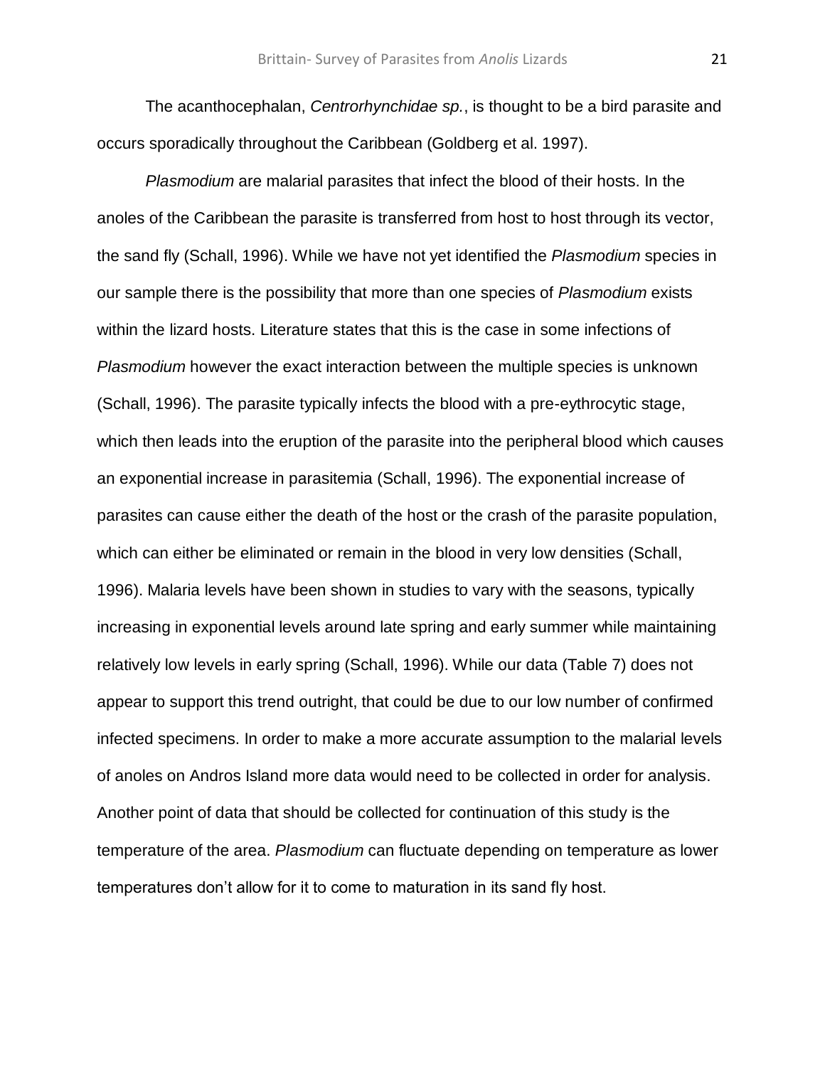The acanthocephalan, *Centrorhynchidae sp.*, is thought to be a bird parasite and occurs sporadically throughout the Caribbean (Goldberg et al. 1997).

*Plasmodium* are malarial parasites that infect the blood of their hosts. In the anoles of the Caribbean the parasite is transferred from host to host through its vector, the sand fly (Schall, 1996). While we have not yet identified the *Plasmodium* species in our sample there is the possibility that more than one species of *Plasmodium* exists within the lizard hosts. Literature states that this is the case in some infections of *Plasmodium* however the exact interaction between the multiple species is unknown (Schall, 1996). The parasite typically infects the blood with a pre-eythrocytic stage, which then leads into the eruption of the parasite into the peripheral blood which causes an exponential increase in parasitemia (Schall, 1996). The exponential increase of parasites can cause either the death of the host or the crash of the parasite population, which can either be eliminated or remain in the blood in very low densities (Schall, 1996). Malaria levels have been shown in studies to vary with the seasons, typically increasing in exponential levels around late spring and early summer while maintaining relatively low levels in early spring (Schall, 1996). While our data (Table 7) does not appear to support this trend outright, that could be due to our low number of confirmed infected specimens. In order to make a more accurate assumption to the malarial levels of anoles on Andros Island more data would need to be collected in order for analysis. Another point of data that should be collected for continuation of this study is the temperature of the area. *Plasmodium* can fluctuate depending on temperature as lower temperatures don't allow for it to come to maturation in its sand fly host.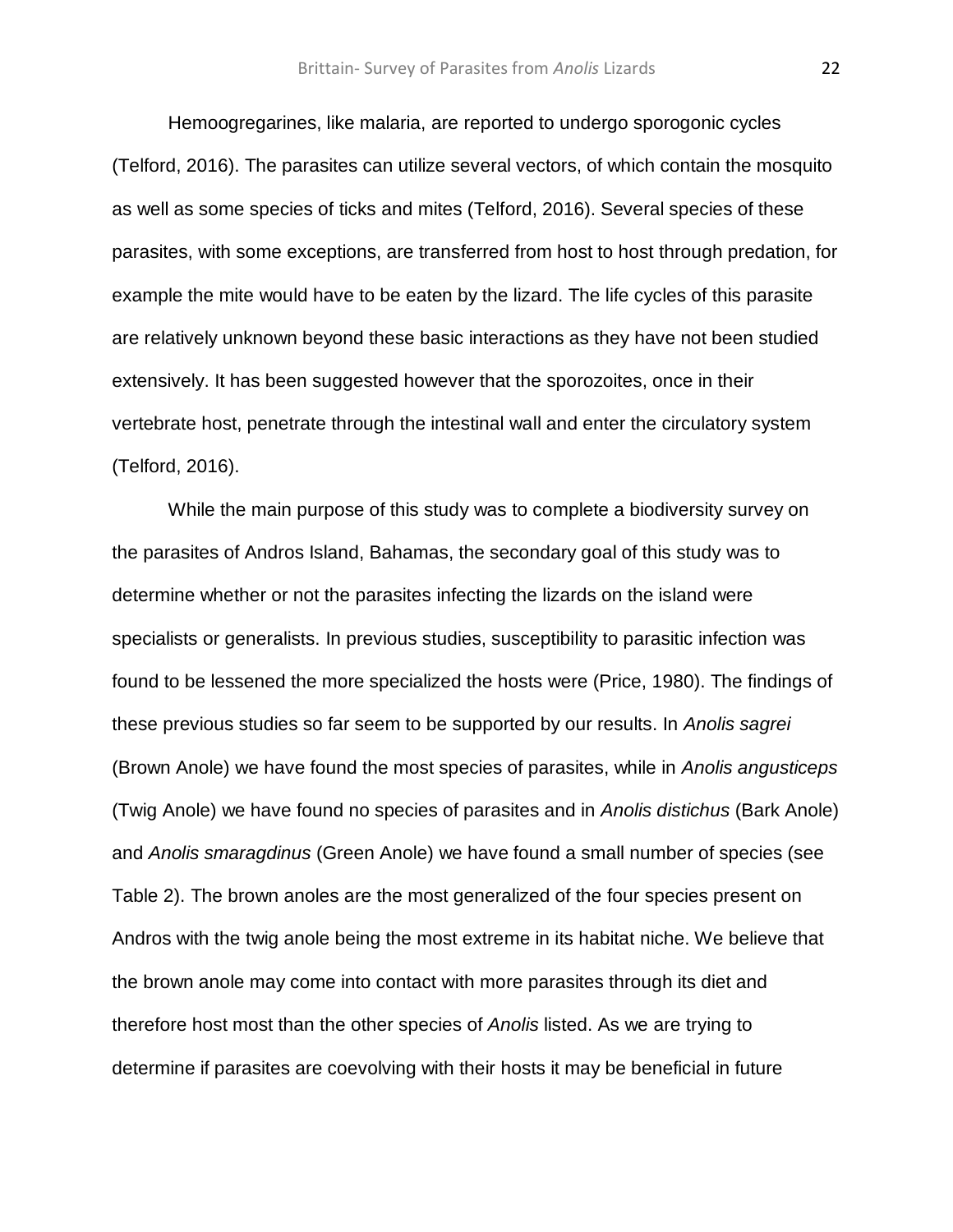Hemoogregarines, like malaria, are reported to undergo sporogonic cycles (Telford, 2016). The parasites can utilize several vectors, of which contain the mosquito as well as some species of ticks and mites (Telford, 2016). Several species of these parasites, with some exceptions, are transferred from host to host through predation, for example the mite would have to be eaten by the lizard. The life cycles of this parasite are relatively unknown beyond these basic interactions as they have not been studied extensively. It has been suggested however that the sporozoites, once in their vertebrate host, penetrate through the intestinal wall and enter the circulatory system (Telford, 2016).

While the main purpose of this study was to complete a biodiversity survey on the parasites of Andros Island, Bahamas, the secondary goal of this study was to determine whether or not the parasites infecting the lizards on the island were specialists or generalists. In previous studies, susceptibility to parasitic infection was found to be lessened the more specialized the hosts were (Price, 1980). The findings of these previous studies so far seem to be supported by our results. In *Anolis sagrei* (Brown Anole) we have found the most species of parasites, while in *Anolis angusticeps* (Twig Anole) we have found no species of parasites and in *Anolis distichus* (Bark Anole) and *Anolis smaragdinus* (Green Anole) we have found a small number of species (see Table 2). The brown anoles are the most generalized of the four species present on Andros with the twig anole being the most extreme in its habitat niche. We believe that the brown anole may come into contact with more parasites through its diet and therefore host most than the other species of *Anolis* listed. As we are trying to determine if parasites are coevolving with their hosts it may be beneficial in future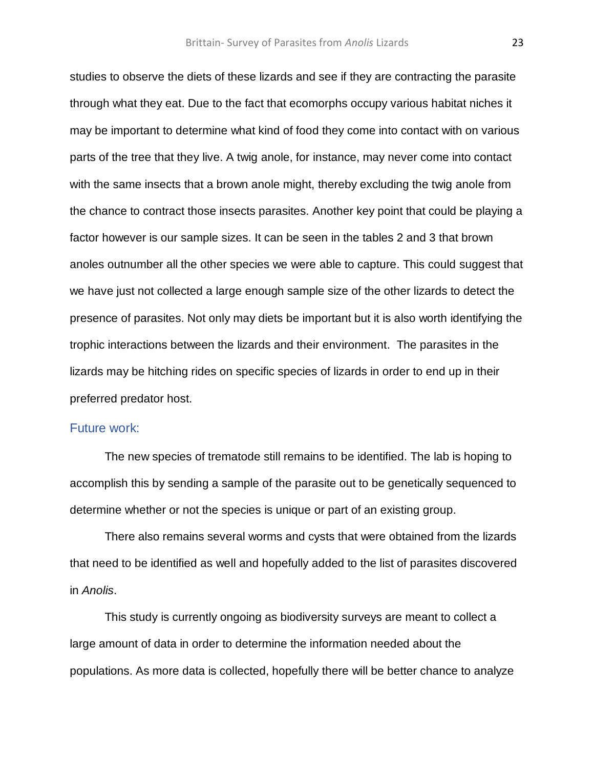studies to observe the diets of these lizards and see if they are contracting the parasite through what they eat. Due to the fact that ecomorphs occupy various habitat niches it may be important to determine what kind of food they come into contact with on various parts of the tree that they live. A twig anole, for instance, may never come into contact with the same insects that a brown anole might, thereby excluding the twig anole from the chance to contract those insects parasites. Another key point that could be playing a factor however is our sample sizes. It can be seen in the tables 2 and 3 that brown anoles outnumber all the other species we were able to capture. This could suggest that we have just not collected a large enough sample size of the other lizards to detect the presence of parasites. Not only may diets be important but it is also worth identifying the trophic interactions between the lizards and their environment. The parasites in the lizards may be hitching rides on specific species of lizards in order to end up in their preferred predator host.

## Future work:

The new species of trematode still remains to be identified. The lab is hoping to accomplish this by sending a sample of the parasite out to be genetically sequenced to determine whether or not the species is unique or part of an existing group.

There also remains several worms and cysts that were obtained from the lizards that need to be identified as well and hopefully added to the list of parasites discovered in *Anolis*.

This study is currently ongoing as biodiversity surveys are meant to collect a large amount of data in order to determine the information needed about the populations. As more data is collected, hopefully there will be better chance to analyze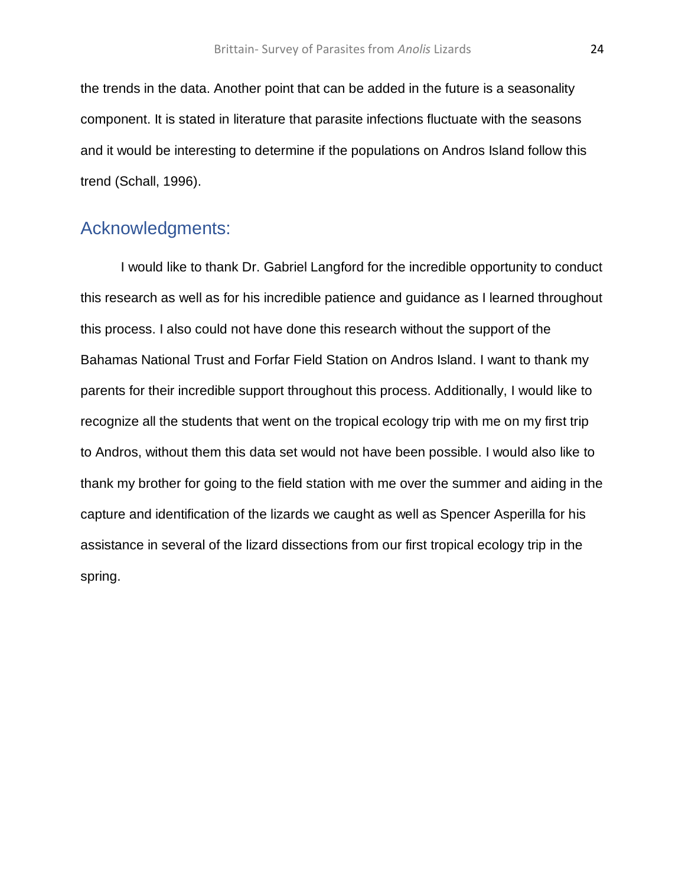the trends in the data. Another point that can be added in the future is a seasonality component. It is stated in literature that parasite infections fluctuate with the seasons and it would be interesting to determine if the populations on Andros Island follow this trend (Schall, 1996).

## Acknowledgments:

I would like to thank Dr. Gabriel Langford for the incredible opportunity to conduct this research as well as for his incredible patience and guidance as I learned throughout this process. I also could not have done this research without the support of the Bahamas National Trust and Forfar Field Station on Andros Island. I want to thank my parents for their incredible support throughout this process. Additionally, I would like to recognize all the students that went on the tropical ecology trip with me on my first trip to Andros, without them this data set would not have been possible. I would also like to thank my brother for going to the field station with me over the summer and aiding in the capture and identification of the lizards we caught as well as Spencer Asperilla for his assistance in several of the lizard dissections from our first tropical ecology trip in the spring.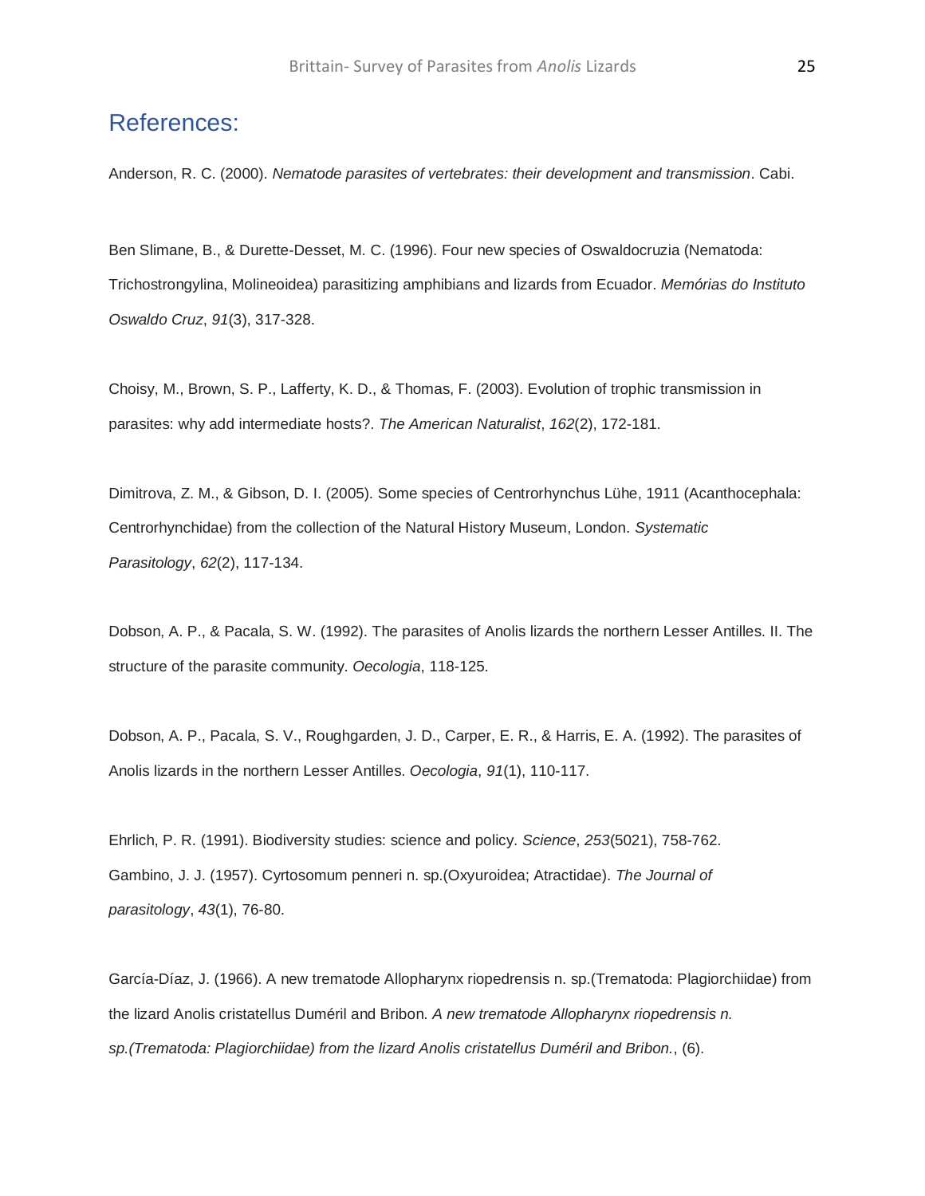## References:

Anderson, R. C. (2000). *Nematode parasites of vertebrates: their development and transmission*. Cabi.

Ben Slimane, B., & Durette-Desset, M. C. (1996). Four new species of Oswaldocruzia (Nematoda: Trichostrongylina, Molineoidea) parasitizing amphibians and lizards from Ecuador. *Memórias do Instituto Oswaldo Cruz*, *91*(3), 317-328.

Choisy, M., Brown, S. P., Lafferty, K. D., & Thomas, F. (2003). Evolution of trophic transmission in parasites: why add intermediate hosts?. *The American Naturalist*, *162*(2), 172-181.

Dimitrova, Z. M., & Gibson, D. I. (2005). Some species of Centrorhynchus Lühe, 1911 (Acanthocephala: Centrorhynchidae) from the collection of the Natural History Museum, London. *Systematic Parasitology*, *62*(2), 117-134.

Dobson, A. P., & Pacala, S. W. (1992). The parasites of Anolis lizards the northern Lesser Antilles. II. The structure of the parasite community. *Oecologia*, 118-125.

Dobson, A. P., Pacala, S. V., Roughgarden, J. D., Carper, E. R., & Harris, E. A. (1992). The parasites of Anolis lizards in the northern Lesser Antilles. *Oecologia*, *91*(1), 110-117.

Ehrlich, P. R. (1991). Biodiversity studies: science and policy. *Science*, *253*(5021), 758-762.

Gambino, J. J. (1957). Cyrtosomum penneri n. sp.(Oxyuroidea; Atractidae). *The Journal of parasitology*, *43*(1), 76-80.

García-Díaz, J. (1966). A new trematode Allopharynx riopedrensis n. sp.(Trematoda: Plagiorchiidae) from the lizard Anolis cristatellus Duméril and Bribon. *A new trematode Allopharynx riopedrensis n. sp.(Trematoda: Plagiorchiidae) from the lizard Anolis cristatellus Duméril and Bribon.*, (6).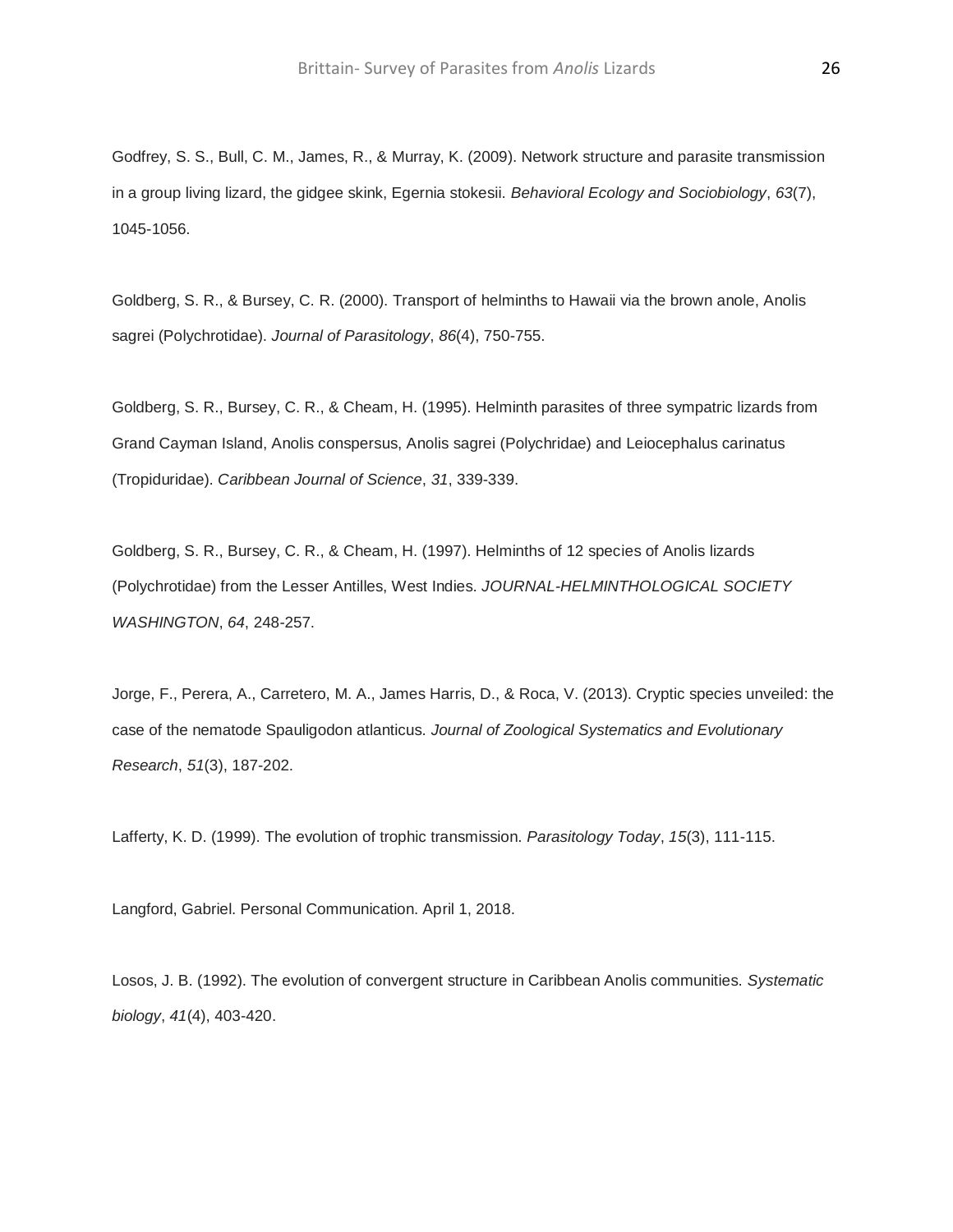Godfrey, S. S., Bull, C. M., James, R., & Murray, K. (2009). Network structure and parasite transmission in a group living lizard, the gidgee skink, Egernia stokesii. *Behavioral Ecology and Sociobiology*, *63*(7), 1045-1056.

Goldberg, S. R., & Bursey, C. R. (2000). Transport of helminths to Hawaii via the brown anole, Anolis sagrei (Polychrotidae). *Journal of Parasitology*, *86*(4), 750-755.

Goldberg, S. R., Bursey, C. R., & Cheam, H. (1995). Helminth parasites of three sympatric lizards from Grand Cayman Island, Anolis conspersus, Anolis sagrei (Polychridae) and Leiocephalus carinatus (Tropiduridae). *Caribbean Journal of Science*, *31*, 339-339.

Goldberg, S. R., Bursey, C. R., & Cheam, H. (1997). Helminths of 12 species of Anolis lizards (Polychrotidae) from the Lesser Antilles, West Indies. *JOURNAL-HELMINTHOLOGICAL SOCIETY WASHINGTON*, *64*, 248-257.

Jorge, F., Perera, A., Carretero, M. A., James Harris, D., & Roca, V. (2013). Cryptic species unveiled: the case of the nematode Spauligodon atlanticus. *Journal of Zoological Systematics and Evolutionary Research*, *51*(3), 187-202.

Lafferty, K. D. (1999). The evolution of trophic transmission. *Parasitology Today*, *15*(3), 111-115.

Langford, Gabriel. Personal Communication. April 1, 2018.

Losos, J. B. (1992). The evolution of convergent structure in Caribbean Anolis communities. *Systematic biology*, *41*(4), 403-420.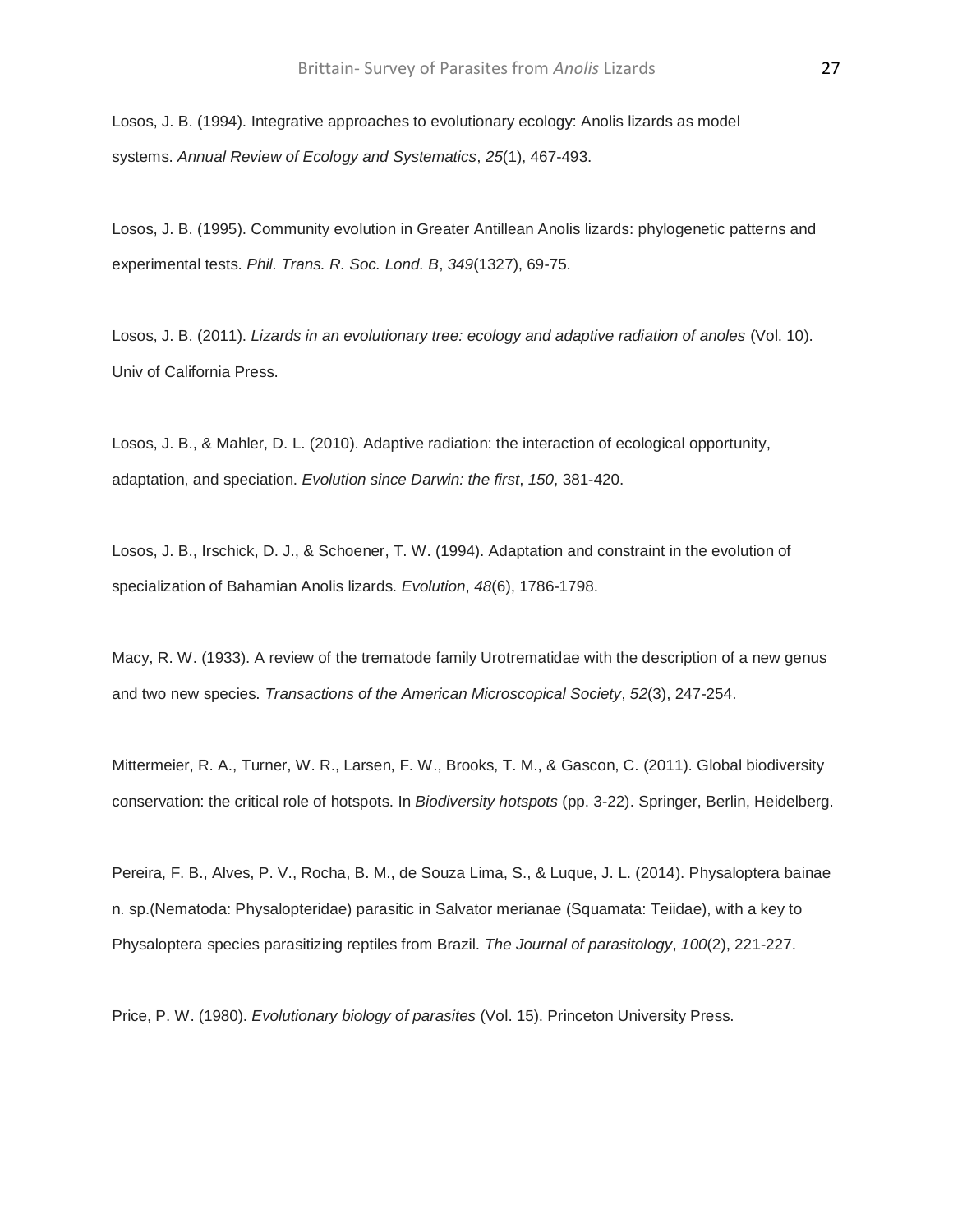Losos, J. B. (1994). Integrative approaches to evolutionary ecology: Anolis lizards as model systems. *Annual Review of Ecology and Systematics*, *25*(1), 467-493.

Losos, J. B. (1995). Community evolution in Greater Antillean Anolis lizards: phylogenetic patterns and experimental tests. *Phil. Trans. R. Soc. Lond. B*, *349*(1327), 69-75.

Losos, J. B. (2011). *Lizards in an evolutionary tree: ecology and adaptive radiation of anoles* (Vol. 10). Univ of California Press.

Losos, J. B., & Mahler, D. L. (2010). Adaptive radiation: the interaction of ecological opportunity, adaptation, and speciation. *Evolution since Darwin: the first*, *150*, 381-420.

Losos, J. B., Irschick, D. J., & Schoener, T. W. (1994). Adaptation and constraint in the evolution of specialization of Bahamian Anolis lizards. *Evolution*, *48*(6), 1786-1798.

Macy, R. W. (1933). A review of the trematode family Urotrematidae with the description of a new genus and two new species. *Transactions of the American Microscopical Society*, *52*(3), 247-254.

Mittermeier, R. A., Turner, W. R., Larsen, F. W., Brooks, T. M., & Gascon, C. (2011). Global biodiversity conservation: the critical role of hotspots. In *Biodiversity hotspots* (pp. 3-22). Springer, Berlin, Heidelberg.

Pereira, F. B., Alves, P. V., Rocha, B. M., de Souza Lima, S., & Luque, J. L. (2014). Physaloptera bainae n. sp.(Nematoda: Physalopteridae) parasitic in Salvator merianae (Squamata: Teiidae), with a key to Physaloptera species parasitizing reptiles from Brazil. *The Journal of parasitology*, *100*(2), 221-227.

Price, P. W. (1980). *Evolutionary biology of parasites* (Vol. 15). Princeton University Press.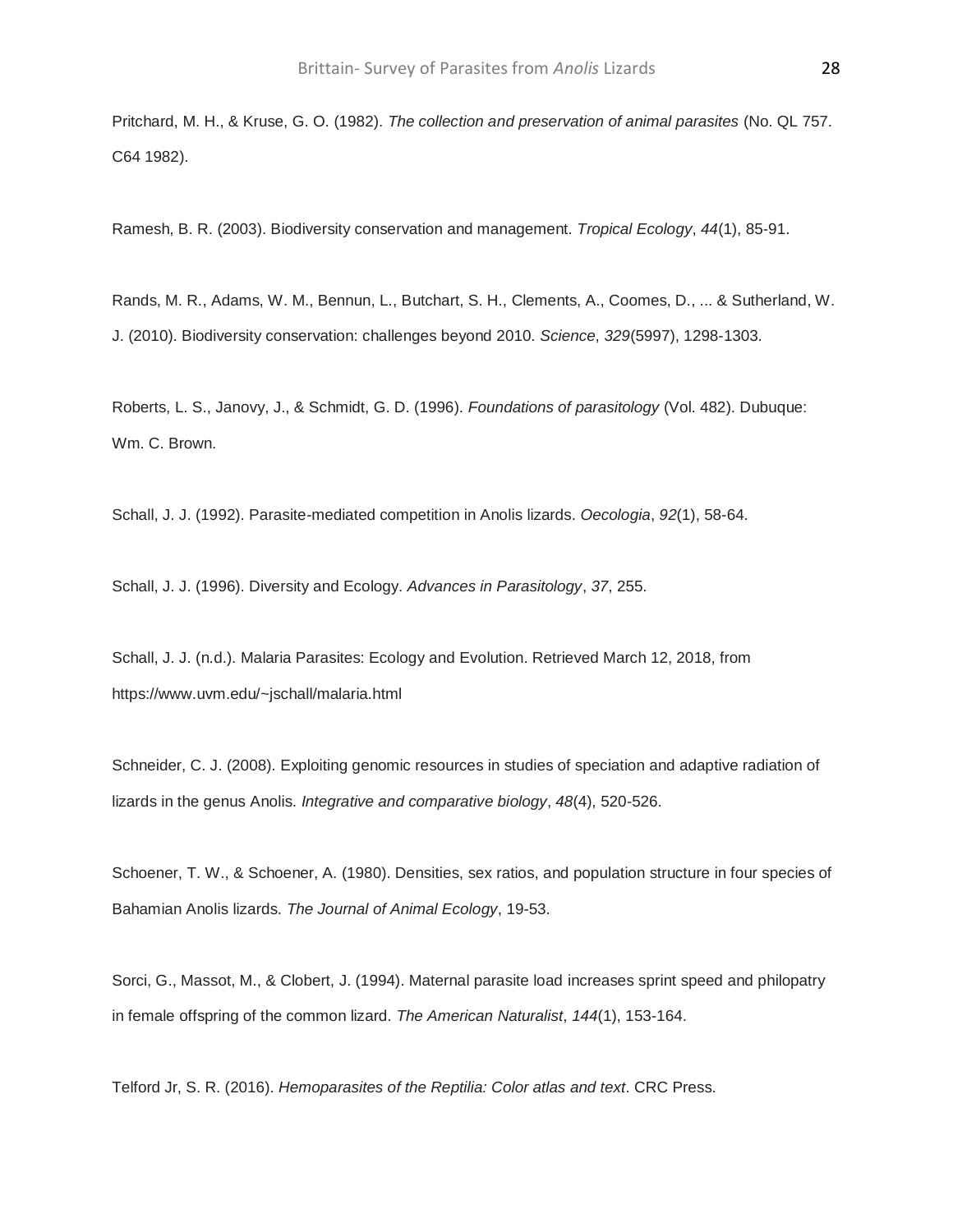Pritchard, M. H., & Kruse, G. O. (1982). *The collection and preservation of animal parasites* (No. QL 757. C64 1982).

Ramesh, B. R. (2003). Biodiversity conservation and management. *Tropical Ecology*, *44*(1), 85-91.

Rands, M. R., Adams, W. M., Bennun, L., Butchart, S. H., Clements, A., Coomes, D., ... & Sutherland, W. J. (2010). Biodiversity conservation: challenges beyond 2010. *Science*, *329*(5997), 1298-1303.

Roberts, L. S., Janovy, J., & Schmidt, G. D. (1996). *Foundations of parasitology* (Vol. 482). Dubuque: Wm. C. Brown.

Schall, J. J. (1992). Parasite-mediated competition in Anolis lizards. *Oecologia*, *92*(1), 58-64.

Schall, J. J. (1996). Diversity and Ecology. *Advances in Parasitology*, *37*, 255.

Schall, J. J. (n.d.). Malaria Parasites: Ecology and Evolution. Retrieved March 12, 2018, from https://www.uvm.edu/~jschall/malaria.html

Schneider, C. J. (2008). Exploiting genomic resources in studies of speciation and adaptive radiation of lizards in the genus Anolis. *Integrative and comparative biology*, *48*(4), 520-526.

Schoener, T. W., & Schoener, A. (1980). Densities, sex ratios, and population structure in four species of Bahamian Anolis lizards. *The Journal of Animal Ecology*, 19-53.

Sorci, G., Massot, M., & Clobert, J. (1994). Maternal parasite load increases sprint speed and philopatry in female offspring of the common lizard. *The American Naturalist*, *144*(1), 153-164.

Telford Jr, S. R. (2016). *Hemoparasites of the Reptilia: Color atlas and text*. CRC Press.